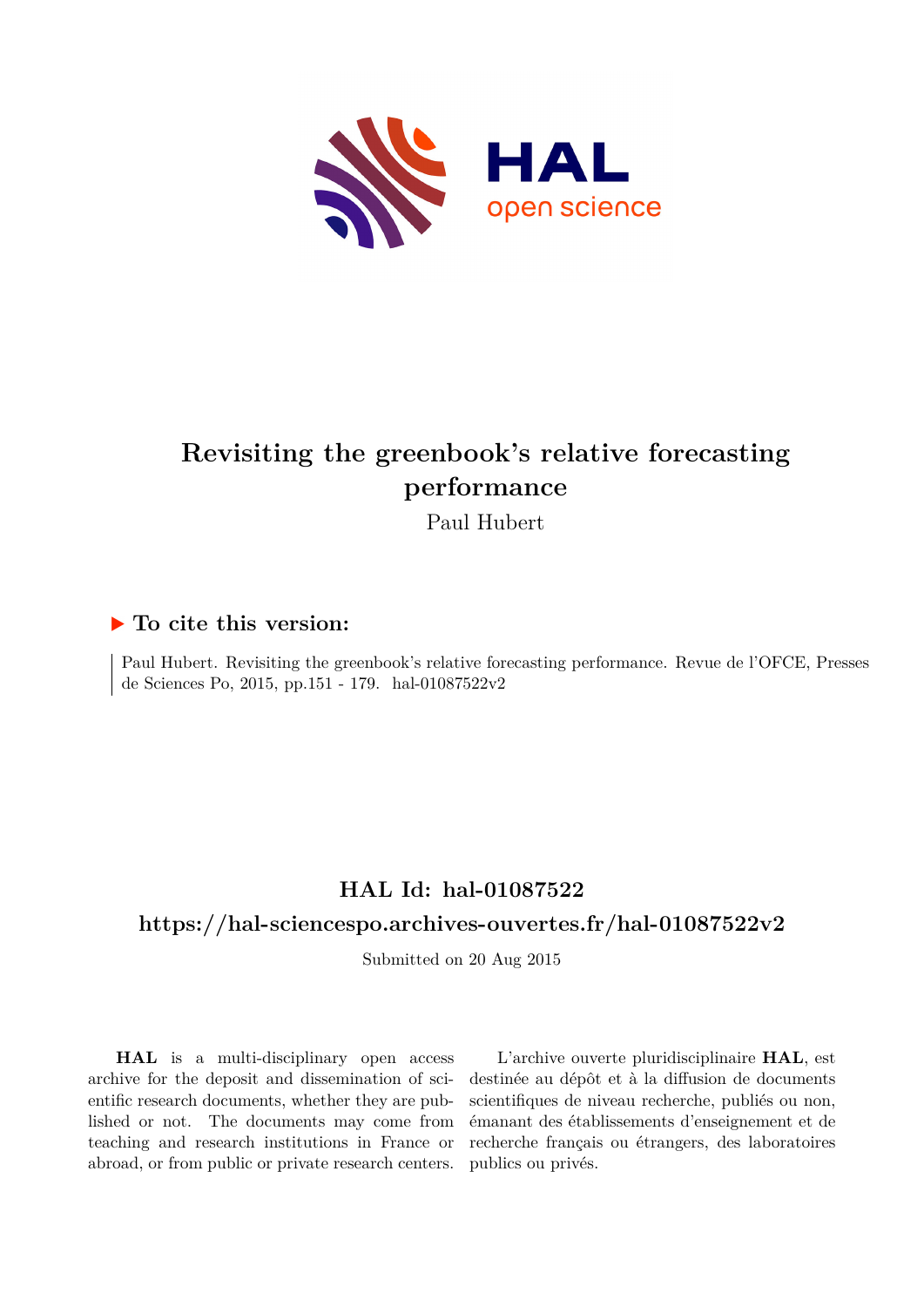# Revisiting the greenbook's relative forecasting performance

Paul Hubert

## ► To cite this version:

Paul Hubert. Revisiting the greenbook's relative forecasting performance. Revue de l'OFCE, Presses de Sciences Po, 2015, pp.151 - 179. hal-01087522v2

## HAL Id: hal-01087522

## https://hal-sciencespo.archives-ouvertes.fr/hal-01087522v2

Submitted on 20 Aug 2015

**HAL** is a multi-disciplinary open access archive for the deposit and dissemination of scientific research documents, whether they are published or not. The documents may come from teaching and research institutions in France or abroad, or from public or private research centers.

L'archive ouverte pluridisciplinaire **HAL**, est destinée au dépôt et à la diffusion de documents scientifiques de niveau recherche, publiés ou non, émanant des établissements d'enseignement et de recherche français ou étrangers, des laboratoires publics ou privés.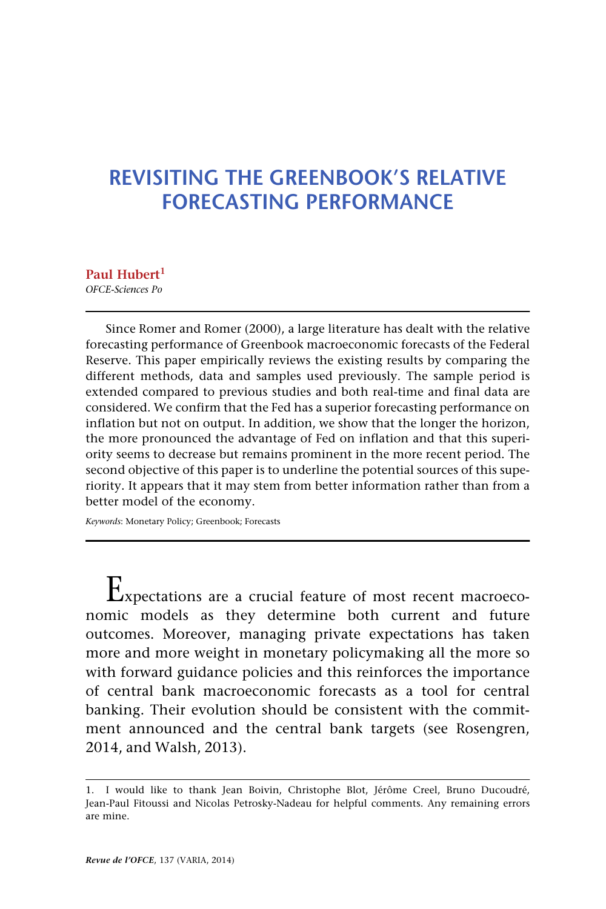# REVISITING THE GREENBOOK'S RELATIVE FORECASTING PERFORMANCE

**Paul Hubert**[1]
*OFCE-Sciences Po*

Since Romer and Romer (2000), a large literature has dealt with the relative forecasting performance of Greenbook macroeconomic forecasts of the Federal Reserve. This paper empirically reviews the existing results by comparing the different methods, data and samples used previously. The sample period is extended compared to previous studies and both real-time and final data are considered. We confirm that the Fed has a superior forecasting performance on inflation but not on output. In addition, we show that the longer the horizon, the more pronounced the advantage of Fed on inflation and that this superiority seems to decrease but remains prominent in the more recent period. The second objective of this paper is to underline the potential sources of this superiority. It appears that it may stem from better information rather than from a better model of the economy.

*Keywords*: Monetary Policy; Greenbook; Forecasts

Expectations are a crucial feature of most recent macroeconomic models as they determine both current and future outcomes. Moreover, managing private expectations has taken more and more weight in monetary policymaking all the more so with forward guidance policies and this reinforces the importance of central bank macroeconomic forecasts as a tool for central banking. Their evolution should be consistent with the commitment announced and the central bank targets (see Rosengren, 2014, and Walsh, 2013).

1. I would like to thank Jean Boivin, Christophe Blot, Jérôme Creel, Bruno Ducoudré, Jean-Paul Fitoussi and Nicolas Petrosky-Nadeau for helpful comments. Any remaining errors are mine.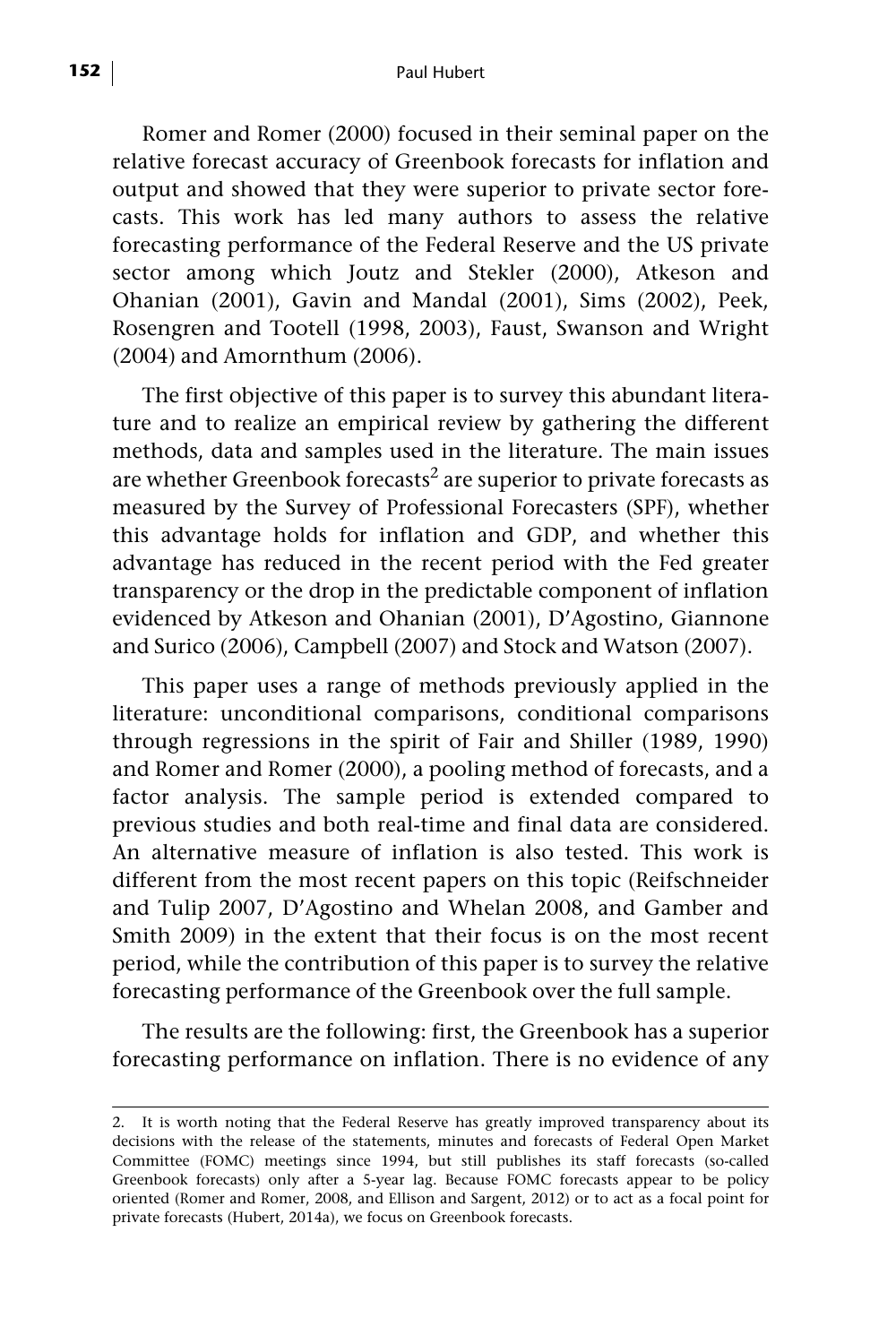Romer and Romer (2000) focused in their seminal paper on the relative forecast accuracy of Greenbook forecasts for inflation and output and showed that they were superior to private sector forecasts. This work has led many authors to assess the relative forecasting performance of the Federal Reserve and the US private sector among which Joutz and Stekler (2000), Atkeson and Ohanian (2001), Gavin and Mandal (2001), Sims (2002), Peek, Rosengren and Tootell (1998, 2003), Faust, Swanson and Wright (2004) and Amornthum (2006).

The first objective of this paper is to survey this abundant literature and to realize an empirical review by gathering the different methods, data and samples used in the literature. The main issues are whether Greenbook forecasts[2] are superior to private forecasts as measured by the Survey of Professional Forecasters (SPF), whether this advantage holds for inflation and GDP, and whether this advantage has reduced in the recent period with the Fed greater transparency or the drop in the predictable component of inflation evidenced by Atkeson and Ohanian (2001), D'Agostino, Giannone and Surico (2006), Campbell (2007) and Stock and Watson (2007).

This paper uses a range of methods previously applied in the literature: unconditional comparisons, conditional comparisons through regressions in the spirit of Fair and Shiller (1989, 1990) and Romer and Romer (2000), a pooling method of forecasts, and a factor analysis. The sample period is extended compared to previous studies and both real-time and final data are considered. An alternative measure of inflation is also tested. This work is different from the most recent papers on this topic (Reifschneider and Tulip 2007, D'Agostino and Whelan 2008, and Gamber and Smith 2009) in the extent that their focus is on the most recent period, while the contribution of this paper is to survey the relative forecasting performance of the Greenbook over the full sample.

The results are the following: first, the Greenbook has a superior forecasting performance on inflation. There is no evidence of any

---

2. It is worth noting that the Federal Reserve has greatly improved transparency about its decisions with the release of the statements, minutes and forecasts of Federal Open Market Committee (FOMC) meetings since 1994, but still publishes its staff forecasts (so-called Greenbook forecasts) only after a 5-year lag. Because FOMC forecasts appear to be policy oriented (Romer and Romer, 2008, and Ellison and Sargent, 2012) or to act as a focal point for private forecasts (Hubert, 2014a), we focus on Greenbook forecasts.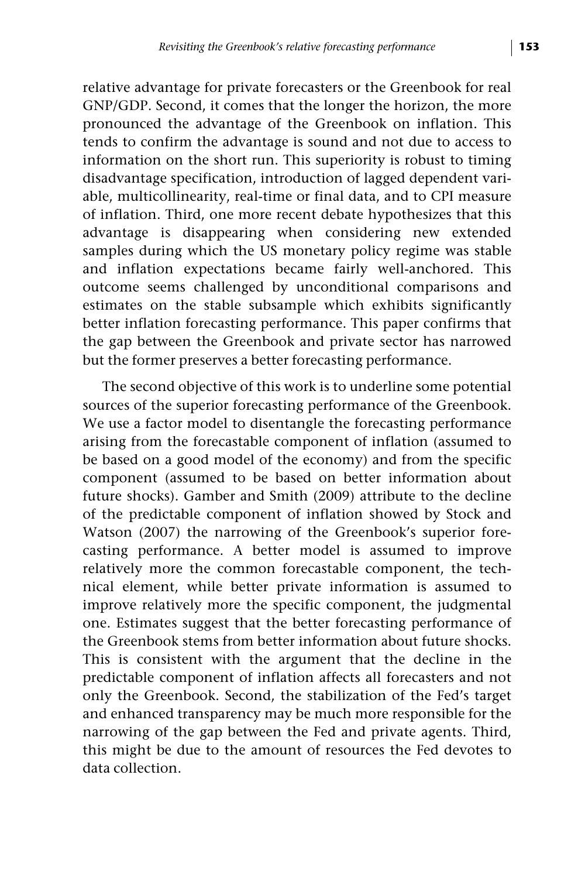relative advantage for private forecasters or the Greenbook for real GNP/GDP. Second, it comes that the longer the horizon, the more pronounced the advantage of the Greenbook on inflation. This tends to confirm the advantage is sound and not due to access to information on the short run. This superiority is robust to timing disadvantage specification, introduction of lagged dependent variable, multicollinearity, real-time or final data, and to CPI measure of inflation. Third, one more recent debate hypothesizes that this advantage is disappearing when considering new extended samples during which the US monetary policy regime was stable and inflation expectations became fairly well-anchored. This outcome seems challenged by unconditional comparisons and estimates on the stable subsample which exhibits significantly better inflation forecasting performance. This paper confirms that the gap between the Greenbook and private sector has narrowed but the former preserves a better forecasting performance.

The second objective of this work is to underline some potential sources of the superior forecasting performance of the Greenbook. We use a factor model to disentangle the forecasting performance arising from the forecastable component of inflation (assumed to be based on a good model of the economy) and from the specific component (assumed to be based on better information about future shocks). Gamber and Smith (2009) attribute to the decline of the predictable component of inflation showed by Stock and Watson (2007) the narrowing of the Greenbook's superior forecasting performance. A better model is assumed to improve relatively more the common forecastable component, the technical element, while better private information is assumed to improve relatively more the specific component, the judgmental one. Estimates suggest that the better forecasting performance of the Greenbook stems from better information about future shocks. This is consistent with the argument that the decline in the predictable component of inflation affects all forecasters and not only the Greenbook. Second, the stabilization of the Fed's target and enhanced transparency may be much more responsible for the narrowing of the gap between the Fed and private agents. Third, this might be due to the amount of resources the Fed devotes to data collection.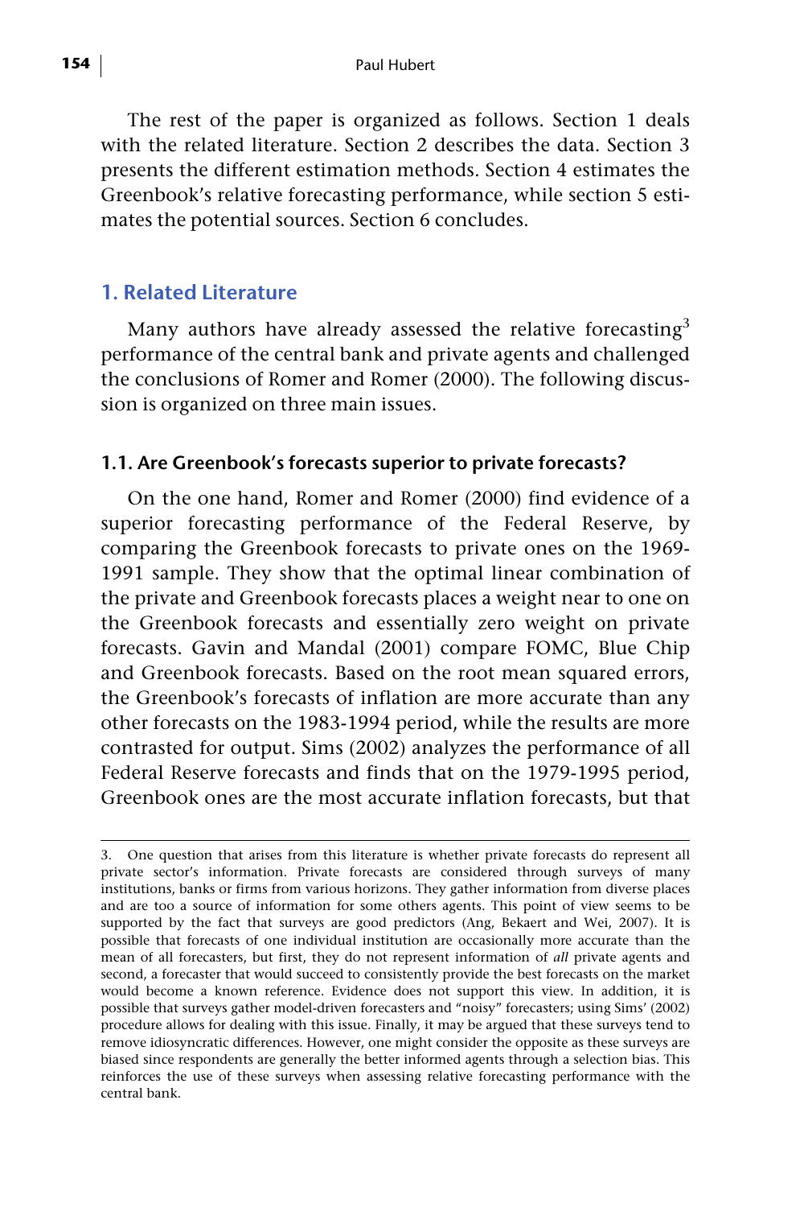The rest of the paper is organized as follows. Section 1 deals with the related literature. Section 2 describes the data. Section 3 presents the different estimation methods. Section 4 estimates the Greenbook's relative forecasting performance, while section 5 estimates the potential sources. Section 6 concludes.

## 1. Related Literature

Many authors have already assessed the relative forecasting[3] performance of the central bank and private agents and challenged the conclusions of Romer and Romer (2000). The following discussion is organized on three main issues.

### 1.1. Are Greenbook's forecasts superior to private forecasts?

On the one hand, Romer and Romer (2000) find evidence of a superior forecasting performance of the Federal Reserve, by comparing the Greenbook forecasts to private ones on the 1969-1991 sample. They show that the optimal linear combination of the private and Greenbook forecasts places a weight near to one on the Greenbook forecasts and essentially zero weight on private forecasts. Gavin and Mandal (2001) compare FOMC, Blue Chip and Greenbook forecasts. Based on the root mean squared errors, the Greenbook's forecasts of inflation are more accurate than any other forecasts on the 1983-1994 period, while the results are more contrasted for output. Sims (2002) analyzes the performance of all Federal Reserve forecasts and finds that on the 1979-1995 period, Greenbook ones are the most accurate inflation forecasts, but that

---

3. One question that arises from this literature is whether private forecasts do represent all private sector's information. Private forecasts are considered through surveys of many institutions, banks or firms from various horizons. They gather information from diverse places and are too a source of information for some others agents. This point of view seems to be supported by the fact that surveys are good predictors (Ang, Bekaert and Wei, 2007). It is possible that forecasts of one individual institution are occasionally more accurate than the mean of all forecasters, but first, they do not represent information of *all* private agents and second, a forecaster that would succeed to consistently provide the best forecasts on the market would become a known reference. Evidence does not support this view. In addition, it is possible that surveys gather model-driven forecasters and "noisy" forecasters; using Sims' (2002) procedure allows for dealing with this issue. Finally, it may be argued that these surveys tend to remove idiosyncratic differences. However, one might consider the opposite as these surveys are biased since respondents are generally the better informed agents through a selection bias. This reinforces the use of these surveys when assessing relative forecasting performance with the central bank.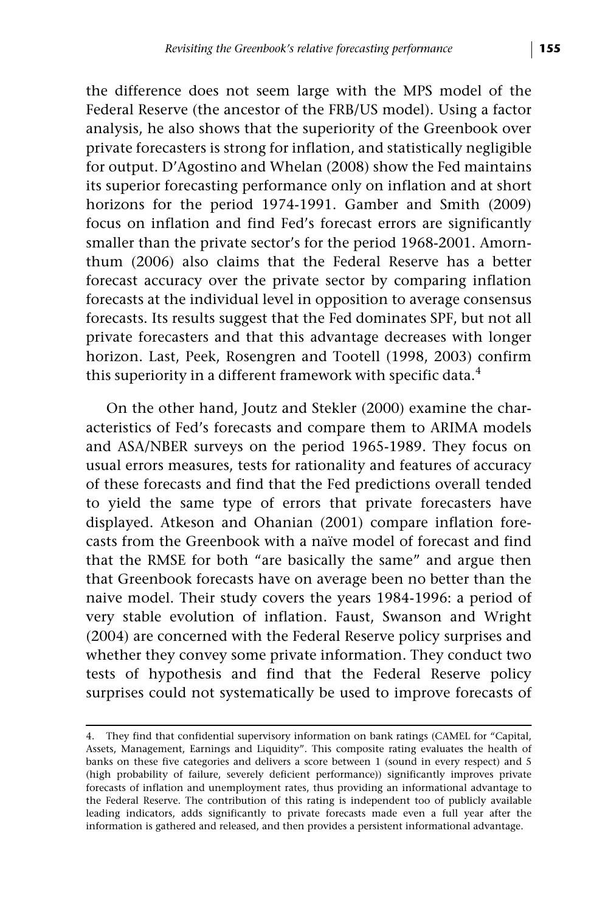the difference does not seem large with the MPS model of the Federal Reserve (the ancestor of the FRB/US model). Using a factor analysis, he also shows that the superiority of the Greenbook over private forecasters is strong for inflation, and statistically negligible for output. D'Agostino and Whelan (2008) show the Fed maintains its superior forecasting performance only on inflation and at short horizons for the period 1974-1991. Gamber and Smith (2009) focus on inflation and find Fed's forecast errors are significantly smaller than the private sector's for the period 1968-2001. Amornthum (2006) also claims that the Federal Reserve has a better forecast accuracy over the private sector by comparing inflation forecasts at the individual level in opposition to average consensus forecasts. Its results suggest that the Fed dominates SPF, but not all private forecasters and that this advantage decreases with longer horizon. Last, Peek, Rosengren and Tootell (1998, 2003) confirm this superiority in a different framework with specific data.[4]

On the other hand, Joutz and Stekler (2000) examine the characteristics of Fed's forecasts and compare them to ARIMA models and ASA/NBER surveys on the period 1965-1989. They focus on usual errors measures, tests for rationality and features of accuracy of these forecasts and find that the Fed predictions overall tended to yield the same type of errors that private forecasters have displayed. Atkeson and Ohanian (2001) compare inflation forecasts from the Greenbook with a naïve model of forecast and find that the RMSE for both "are basically the same" and argue then that Greenbook forecasts have on average been no better than the naive model. Their study covers the years 1984-1996: a period of very stable evolution of inflation. Faust, Swanson and Wright (2004) are concerned with the Federal Reserve policy surprises and whether they convey some private information. They conduct two tests of hypothesis and find that the Federal Reserve policy surprises could not systematically be used to improve forecasts of

4. They find that confidential supervisory information on bank ratings (CAMEL for "Capital, Assets, Management, Earnings and Liquidity". This composite rating evaluates the health of banks on these five categories and delivers a score between 1 (sound in every respect) and 5 (high probability of failure, severely deficient performance)) significantly improves private forecasts of inflation and unemployment rates, thus providing an informational advantage to the Federal Reserve. The contribution of this rating is independent too of publicly available leading indicators, adds significantly to private forecasts made even a full year after the information is gathered and released, and then provides a persistent informational advantage.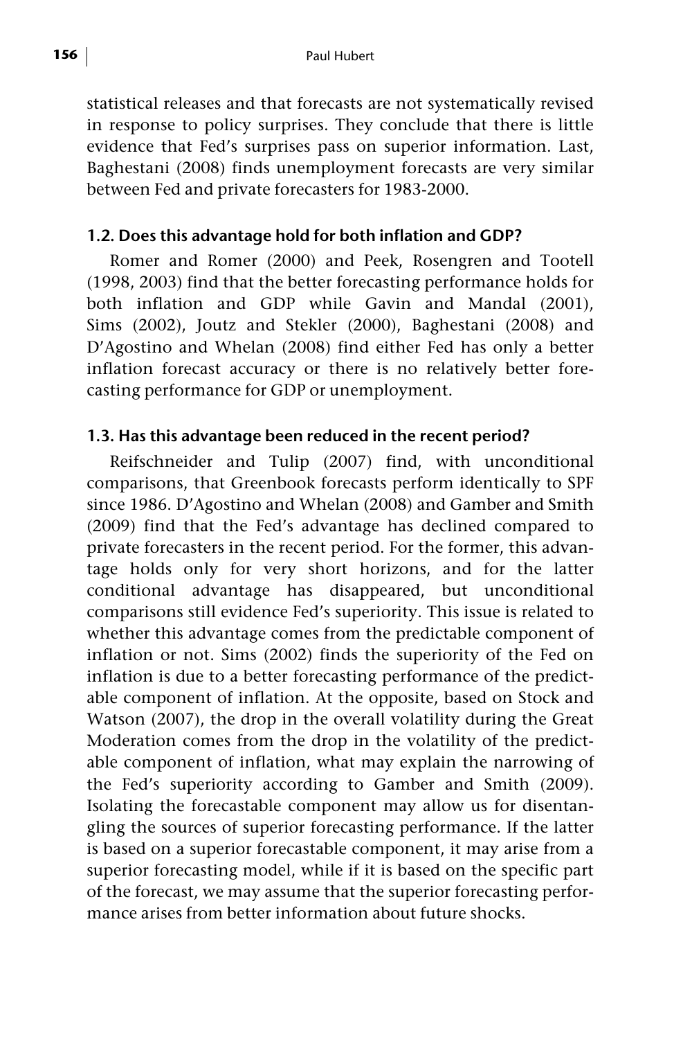statistical releases and that forecasts are not systematically revised in response to policy surprises. They conclude that there is little evidence that Fed's surprises pass on superior information. Last, Baghestani (2008) finds unemployment forecasts are very similar between Fed and private forecasters for 1983-2000.

### 1.2. Does this advantage hold for both inflation and GDP?

Romer and Romer (2000) and Peek, Rosengren and Tootell (1998, 2003) find that the better forecasting performance holds for both inflation and GDP while Gavin and Mandal (2001), Sims (2002), Joutz and Stekler (2000), Baghestani (2008) and D'Agostino and Whelan (2008) find either Fed has only a better inflation forecast accuracy or there is no relatively better forecasting performance for GDP or unemployment.

### 1.3. Has this advantage been reduced in the recent period?

Reifschneider and Tulip (2007) find, with unconditional comparisons, that Greenbook forecasts perform identically to SPF since 1986. D'Agostino and Whelan (2008) and Gamber and Smith (2009) find that the Fed's advantage has declined compared to private forecasters in the recent period. For the former, this advantage holds only for very short horizons, and for the latter conditional advantage has disappeared, but unconditional comparisons still evidence Fed's superiority. This issue is related to whether this advantage comes from the predictable component of inflation or not. Sims (2002) finds the superiority of the Fed on inflation is due to a better forecasting performance of the predictable component of inflation. At the opposite, based on Stock and Watson (2007), the drop in the overall volatility during the Great Moderation comes from the drop in the volatility of the predictable component of inflation, what may explain the narrowing of the Fed's superiority according to Gamber and Smith (2009). Isolating the forecastable component may allow us for disentangling the sources of superior forecasting performance. If the latter is based on a superior forecastable component, it may arise from a superior forecasting model, while if it is based on the specific part of the forecast, we may assume that the superior forecasting performance arises from better information about future shocks.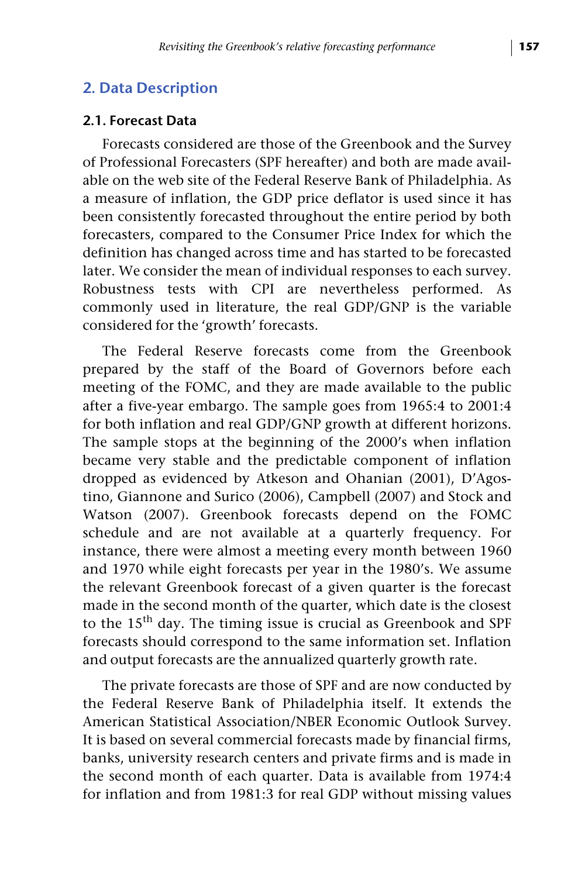## 2. Data Description

### 2.1. Forecast Data

Forecasts considered are those of the Greenbook and the Survey of Professional Forecasters (SPF hereafter) and both are made available on the web site of the Federal Reserve Bank of Philadelphia. As a measure of inflation, the GDP price deflator is used since it has been consistently forecasted throughout the entire period by both forecasters, compared to the Consumer Price Index for which the definition has changed across time and has started to be forecasted later. We consider the mean of individual responses to each survey. Robustness tests with CPI are nevertheless performed. As commonly used in literature, the real GDP/GNP is the variable considered for the 'growth' forecasts.

The Federal Reserve forecasts come from the Greenbook prepared by the staff of the Board of Governors before each meeting of the FOMC, and they are made available to the public after a five-year embargo. The sample goes from 1965:4 to 2001:4 for both inflation and real GDP/GNP growth at different horizons. The sample stops at the beginning of the 2000's when inflation became very stable and the predictable component of inflation dropped as evidenced by Atkeson and Ohanian (2001), D'Agostino, Giannone and Surico (2006), Campbell (2007) and Stock and Watson (2007). Greenbook forecasts depend on the FOMC schedule and are not available at a quarterly frequency. For instance, there were almost a meeting every month between 1960 and 1970 while eight forecasts per year in the 1980's. We assume the relevant Greenbook forecast of a given quarter is the forecast made in the second month of the quarter, which date is the closest to the $15^{th}$ day. The timing issue is crucial as Greenbook and SPF forecasts should correspond to the same information set. Inflation and output forecasts are the annualized quarterly growth rate.

The private forecasts are those of SPF and are now conducted by the Federal Reserve Bank of Philadelphia itself. It extends the American Statistical Association/NBER Economic Outlook Survey. It is based on several commercial forecasts made by financial firms, banks, university research centers and private firms and is made in the second month of each quarter. Data is available from 1974:4 for inflation and from 1981:3 for real GDP without missing values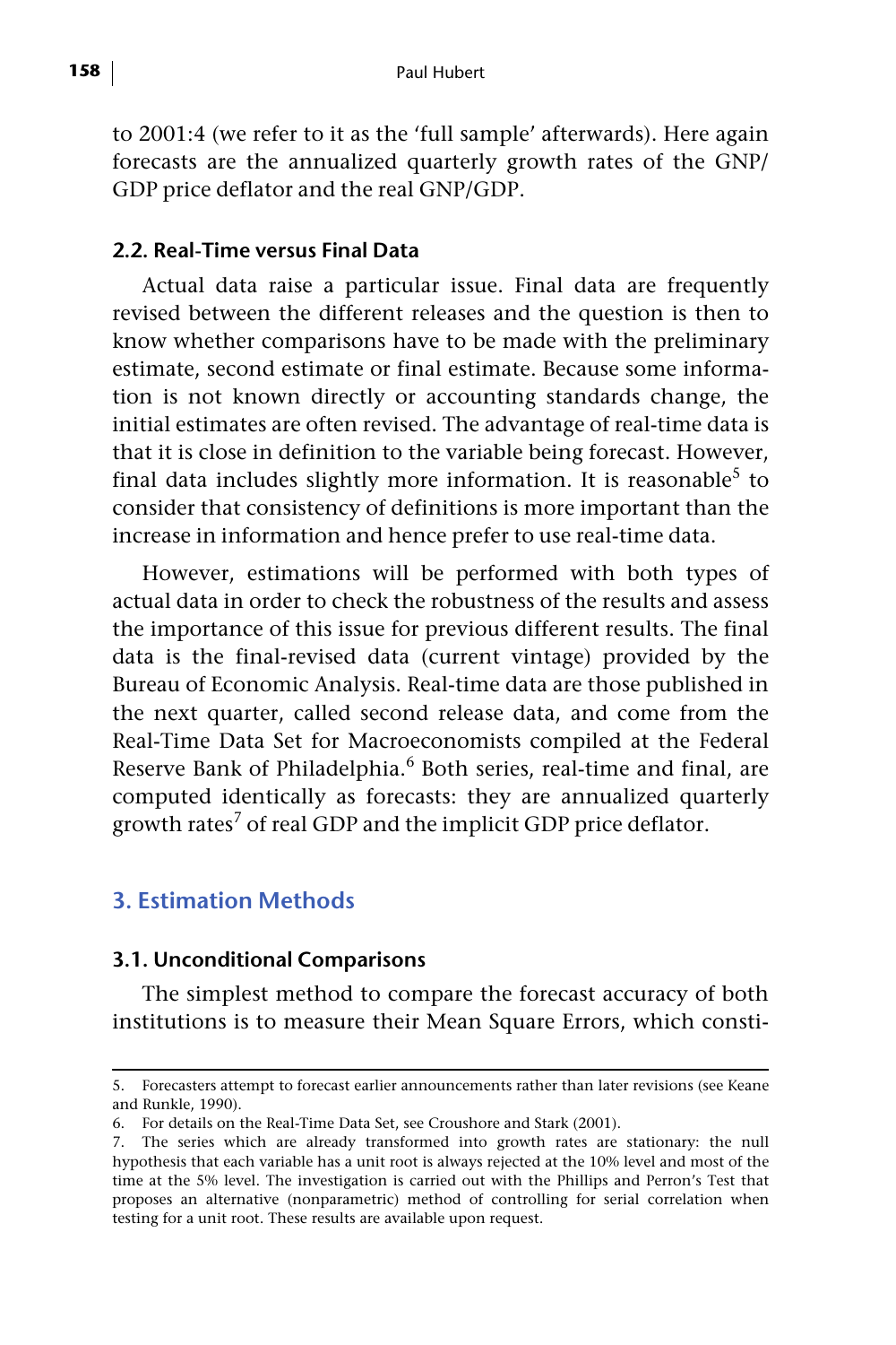to 2001:4 (we refer to it as the 'full sample' afterwards). Here again forecasts are the annualized quarterly growth rates of the GNP/GDP price deflator and the real GNP/GDP.

### 2.2. Real-Time versus Final Data

Actual data raise a particular issue. Final data are frequently revised between the different releases and the question is then to know whether comparisons have to be made with the preliminary estimate, second estimate or final estimate. Because some information is not known directly or accounting standards change, the initial estimates are often revised. The advantage of real-time data is that it is close in definition to the variable being forecast. However, final data includes slightly more information. It is reasonable[5] to consider that consistency of definitions is more important than the increase in information and hence prefer to use real-time data.

However, estimations will be performed with both types of actual data in order to check the robustness of the results and assess the importance of this issue for previous different results. The final data is the final-revised data (current vintage) provided by the Bureau of Economic Analysis. Real-time data are those published in the next quarter, called second release data, and come from the Real-Time Data Set for Macroeconomists compiled at the Federal Reserve Bank of Philadelphia.[6] Both series, real-time and final, are computed identically as forecasts: they are annualized quarterly growth rates[7] of real GDP and the implicit GDP price deflator.

## 3. Estimation Methods

### 3.1. Unconditional Comparisons

The simplest method to compare the forecast accuracy of both institutions is to measure their Mean Square Errors, which consti-

---

5. Forecasters attempt to forecast earlier announcements rather than later revisions (see Keane and Runkle, 1990).

6. For details on the Real-Time Data Set, see Croushore and Stark (2001).

7. The series which are already transformed into growth rates are stationary: the null hypothesis that each variable has a unit root is always rejected at the 10% level and most of the time at the 5% level. The investigation is carried out with the Phillips and Perron's Test that proposes an alternative (nonparametric) method of controlling for serial correlation when testing for a unit root. These results are available upon request.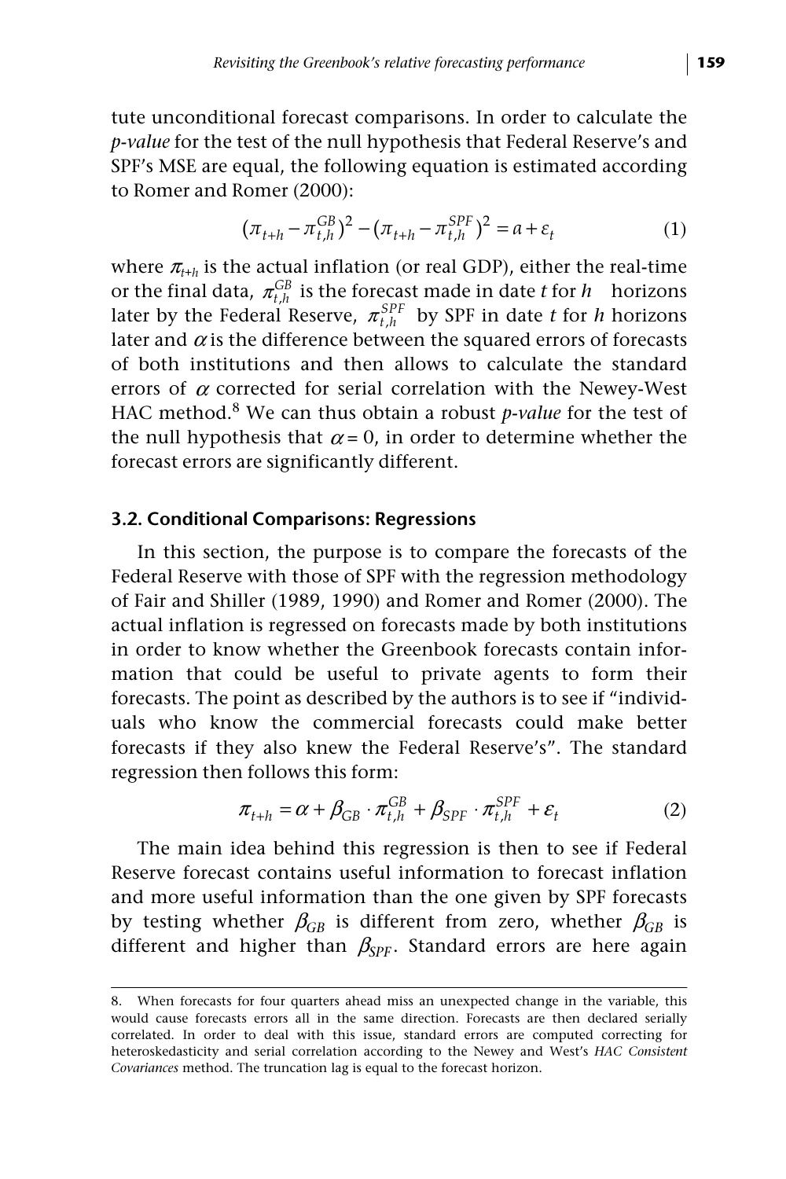tute unconditional forecast comparisons. In order to calculate the *p-value* for the test of the null hypothesis that Federal Reserve's and SPF's MSE are equal, the following equation is estimated according to Romer and Romer (2000):

$$(\pi_{t+h} - \pi_{t,h}^{GB})^2 - (\pi_{t+h} - \pi_{t,h}^{SPF})^2 = a + \varepsilon_t \tag{1}$$

where $\pi_{t+h}$ is the actual inflation (or real GDP), either the real-time or the final data, $\pi_{t,h}^{GB}$ is the forecast made in date *t* for *h* horizons later by the Federal Reserve, $\pi_{t,h}^{SPF}$ by SPF in date *t* for *h* horizons later and $\alpha$ is the difference between the squared errors of forecasts of both institutions and then allows to calculate the standard errors of $\alpha$ corrected for serial correlation with the Newey-West HAC method.[8] We can thus obtain a robust *p-value* for the test of the null hypothesis that $\alpha = 0$, in order to determine whether the forecast errors are significantly different.

### 3.2. Conditional Comparisons: Regressions

In this section, the purpose is to compare the forecasts of the Federal Reserve with those of SPF with the regression methodology of Fair and Shiller (1989, 1990) and Romer and Romer (2000). The actual inflation is regressed on forecasts made by both institutions in order to know whether the Greenbook forecasts contain information that could be useful to private agents to form their forecasts. The point as described by the authors is to see if "individuals who know the commercial forecasts could make better forecasts if they also knew the Federal Reserve's". The standard regression then follows this form:

$$\pi_{t+h} = \alpha + \beta_{GB} \cdot \pi_{t,h}^{GB} + \beta_{SPF} \cdot \pi_{t,h}^{SPF} + \varepsilon_t \tag{2}$$

The main idea behind this regression is then to see if Federal Reserve forecast contains useful information to forecast inflation and more useful information than the one given by SPF forecasts by testing whether $\beta_{GB}$ is different from zero, whether $\beta_{GB}$ is different and higher than $\beta_{SPF}$. Standard errors are here again

8. When forecasts for four quarters ahead miss an unexpected change in the variable, this would cause forecasts errors all in the same direction. Forecasts are then declared serially correlated. In order to deal with this issue, standard errors are computed correcting for heteroskedasticity and serial correlation according to the Newey and West's *HAC Consistent Covariances* method. The truncation lag is equal to the forecast horizon.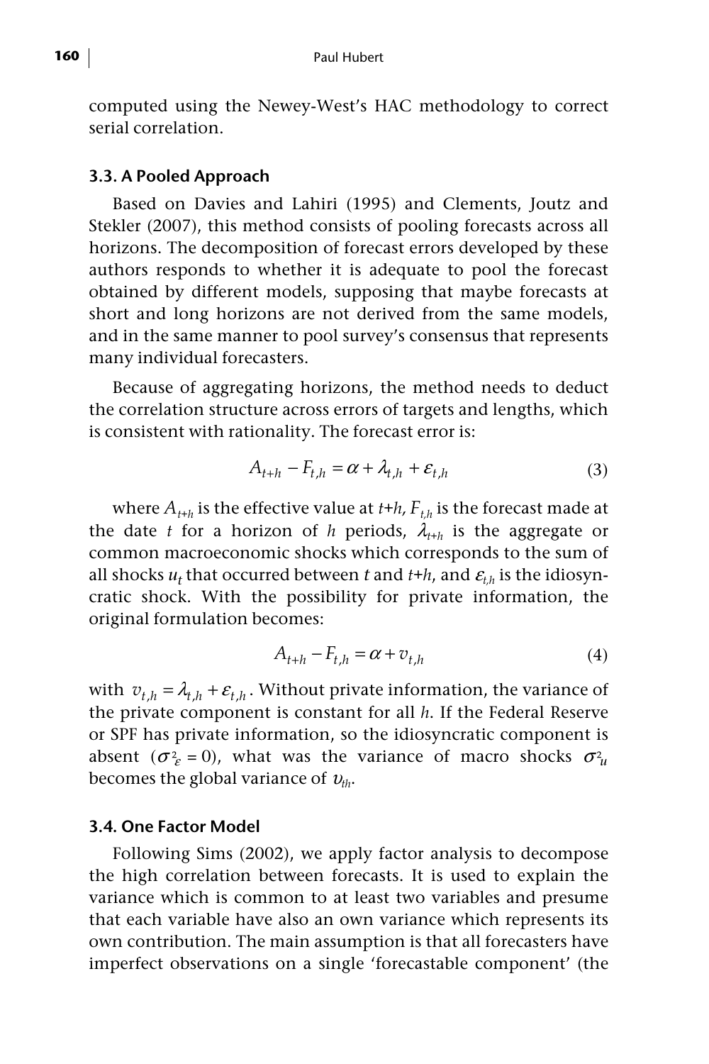computed using the Newey-West's HAC methodology to correct serial correlation.

### 3.3. A Pooled Approach

Based on Davies and Lahiri (1995) and Clements, Joutz and Stekler (2007), this method consists of pooling forecasts across all horizons. The decomposition of forecast errors developed by these authors responds to whether it is adequate to pool the forecast obtained by different models, supposing that maybe forecasts at short and long horizons are not derived from the same models, and in the same manner to pool survey's consensus that represents many individual forecasters.

Because of aggregating horizons, the method needs to deduct the correlation structure across errors of targets and lengths, which is consistent with rationality. The forecast error is:

$$A_{t+h} - F_{t,h} = \alpha + \lambda_{t,h} + \varepsilon_{t,h} \tag{3}$$

where $A_{t+h}$ is the effective value at $t+h$, $F_{t,h}$ is the forecast made at the date $t$ for a horizon of $h$ periods, $\lambda_{t+h}$ is the aggregate or common macroeconomic shocks which corresponds to the sum of all shocks $u_t$ that occurred between $t$ and $t+h$, and $\varepsilon_{t,h}$ is the idiosyncratic shock. With the possibility for private information, the original formulation becomes:

$$A_{t+h} - F_{t,h} = \alpha + v_{t,h} \tag{4}$$

with $v_{t,h} = \lambda_{t,h} + \varepsilon_{t,h}$. Without private information, the variance of the private component is constant for all $h$. If the Federal Reserve or SPF has private information, so the idiosyncratic component is absent ($\sigma^2_\varepsilon = 0$), what was the variance of macro shocks $\sigma^2_u$ becomes the global variance of $v_{th}$.

### 3.4. One Factor Model

Following Sims (2002), we apply factor analysis to decompose the high correlation between forecasts. It is used to explain the variance which is common to at least two variables and presume that each variable have also an own variance which represents its own contribution. The main assumption is that all forecasters have imperfect observations on a single 'forecastable component' (the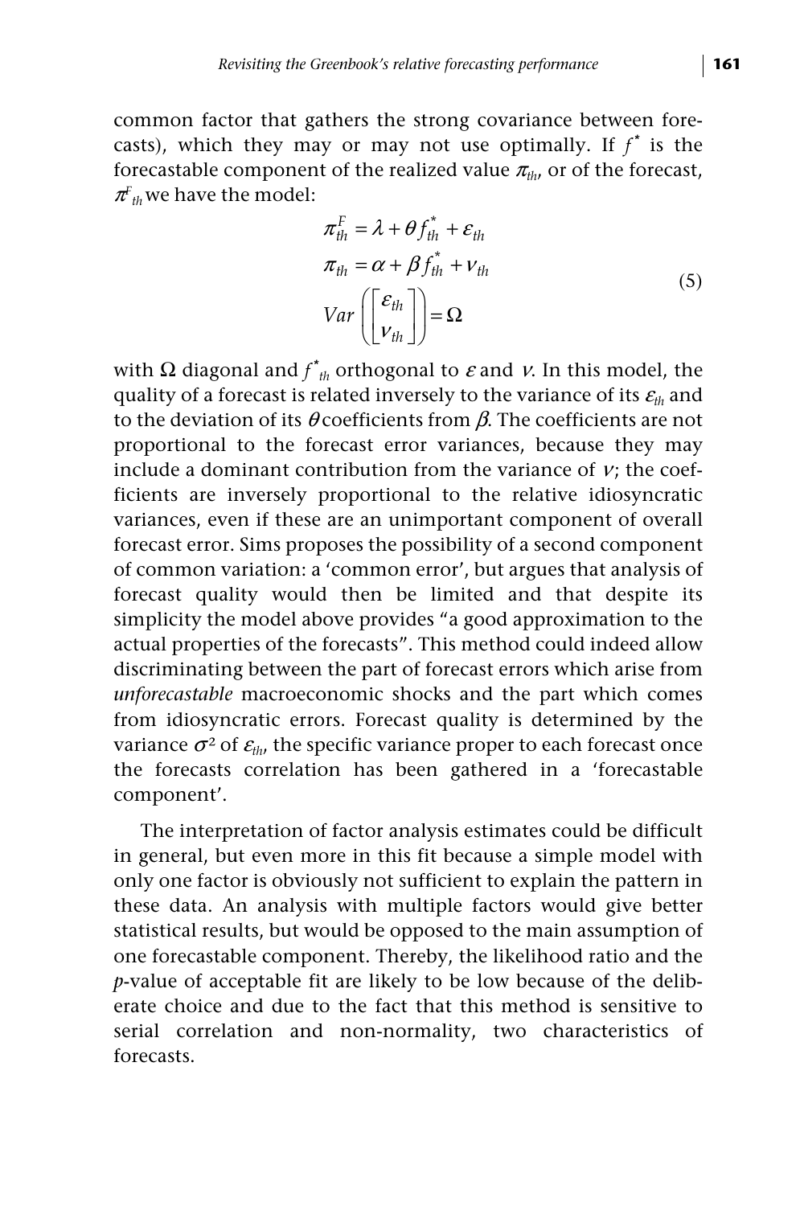common factor that gathers the strong covariance between forecasts), which they may or may not use optimally. If $f^*$ is the forecastable component of the realized value $\pi_{th}$, or of the forecast, $\pi^F_{th}$ we have the model:

$$
\begin{aligned}
\pi^F_{th} &= \lambda + \theta f^*_{th} + \varepsilon_{th} \\
\pi_{th} &= \alpha + \beta f^*_{th} + \nu_{th} \\
Var\left(\begin{bmatrix} \varepsilon_{th} \\ \nu_{th} \end{bmatrix}\right) &= \Omega
\end{aligned}
\tag{5}
$$

with $\Omega$ diagonal and $f^*_{th}$ orthogonal to $\varepsilon$ and $\nu$. In this model, the quality of a forecast is related inversely to the variance of its $\varepsilon_{th}$ and to the deviation of its $\theta$ coefficients from $\beta$. The coefficients are not proportional to the forecast error variances, because they may include a dominant contribution from the variance of $\nu$; the coefficients are inversely proportional to the relative idiosyncratic variances, even if these are an unimportant component of overall forecast error. Sims proposes the possibility of a second component of common variation: a 'common error', but argues that analysis of forecast quality would then be limited and that despite its simplicity the model above provides "a good approximation to the actual properties of the forecasts". This method could indeed allow discriminating between the part of forecast errors which arise from *unforecastable* macroeconomic shocks and the part which comes from idiosyncratic errors. Forecast quality is determined by the variance $\sigma^2$ of $\varepsilon_{th}$, the specific variance proper to each forecast once the forecasts correlation has been gathered in a 'forecastable component'.

The interpretation of factor analysis estimates could be difficult in general, but even more in this fit because a simple model with only one factor is obviously not sufficient to explain the pattern in these data. An analysis with multiple factors would give better statistical results, but would be opposed to the main assumption of one forecastable component. Thereby, the likelihood ratio and the *p*-value of acceptable fit are likely to be low because of the deliberate choice and due to the fact that this method is sensitive to serial correlation and non-normality, two characteristics of forecasts.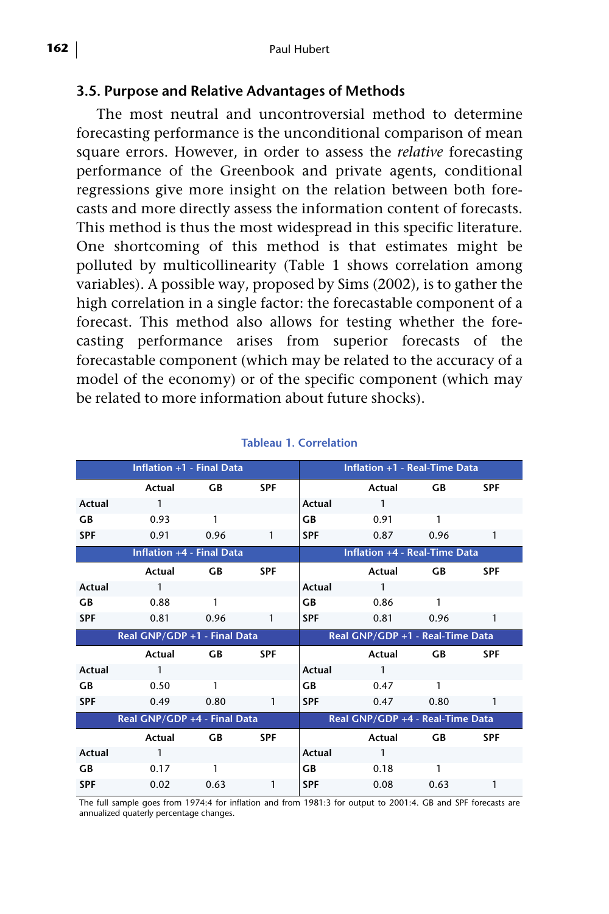### 3.5. Purpose and Relative Advantages of Methods

The most neutral and uncontroversial method to determine forecasting performance is the unconditional comparison of mean square errors. However, in order to assess the *relative* forecasting performance of the Greenbook and private agents, conditional regressions give more insight on the relation between both forecasts and more directly assess the information content of forecasts. This method is thus the most widespread in this specific literature. One shortcoming of this method is that estimates might be polluted by multicollinearity (Table 1 shows correlation among variables). A possible way, proposed by Sims (2002), is to gather the high correlation in a single factor: the forecastable component of a forecast. This method also allows for testing whether the forecasting performance arises from superior forecasts of the forecastable component (which may be related to the accuracy of a model of the economy) or of the specific component (which may be related to more information about future shocks).

**Tableau 1. Correlation**

| Inflation +1 - Final Data | | | | Inflation +1 - Real-Time Data | | | |
|---|---|---|---|---|---|---|---|
| | Actual | GB | SPF | | Actual | GB | SPF |
| Actual | 1 | | | Actual | 1 | | |
| GB | 0.93 | 1 | | GB | 0.91 | 1 | |
| SPF | 0.91 | 0.96 | 1 | SPF | 0.87 | 0.96 | 1 |
| **Inflation +4 - Final Data** | | | | **Inflation +4 - Real-Time Data** | | | |
| | Actual | GB | SPF | | Actual | GB | SPF |
| Actual | 1 | | | Actual | 1 | | |
| GB | 0.88 | 1 | | GB | 0.86 | 1 | |
| SPF | 0.81 | 0.96 | 1 | SPF | 0.81 | 0.96 | 1 |
| **Real GNP/GDP +1 - Final Data** | | | | **Real GNP/GDP +1 - Real-Time Data** | | | |
| | Actual | GB | SPF | | Actual | GB | SPF |
| Actual | 1 | | | Actual | 1 | | |
| GB | 0.50 | 1 | | GB | 0.47 | 1 | |
| SPF | 0.49 | 0.80 | 1 | SPF | 0.47 | 0.80 | 1 |
| **Real GNP/GDP +4 - Final Data** | | | | **Real GNP/GDP +4 - Real-Time Data** | | | |
| | Actual | GB | SPF | | Actual | GB | SPF |
| Actual | 1 | | | Actual | 1 | | |
| GB | 0.17 | 1 | | GB | 0.18 | 1 | |
| SPF | 0.02 | 0.63 | 1 | SPF | 0.08 | 0.63 | 1 |

The full sample goes from 1974:4 for inflation and from 1981:3 for output to 2001:4. GB and SPF forecasts are annualized quaterly percentage changes.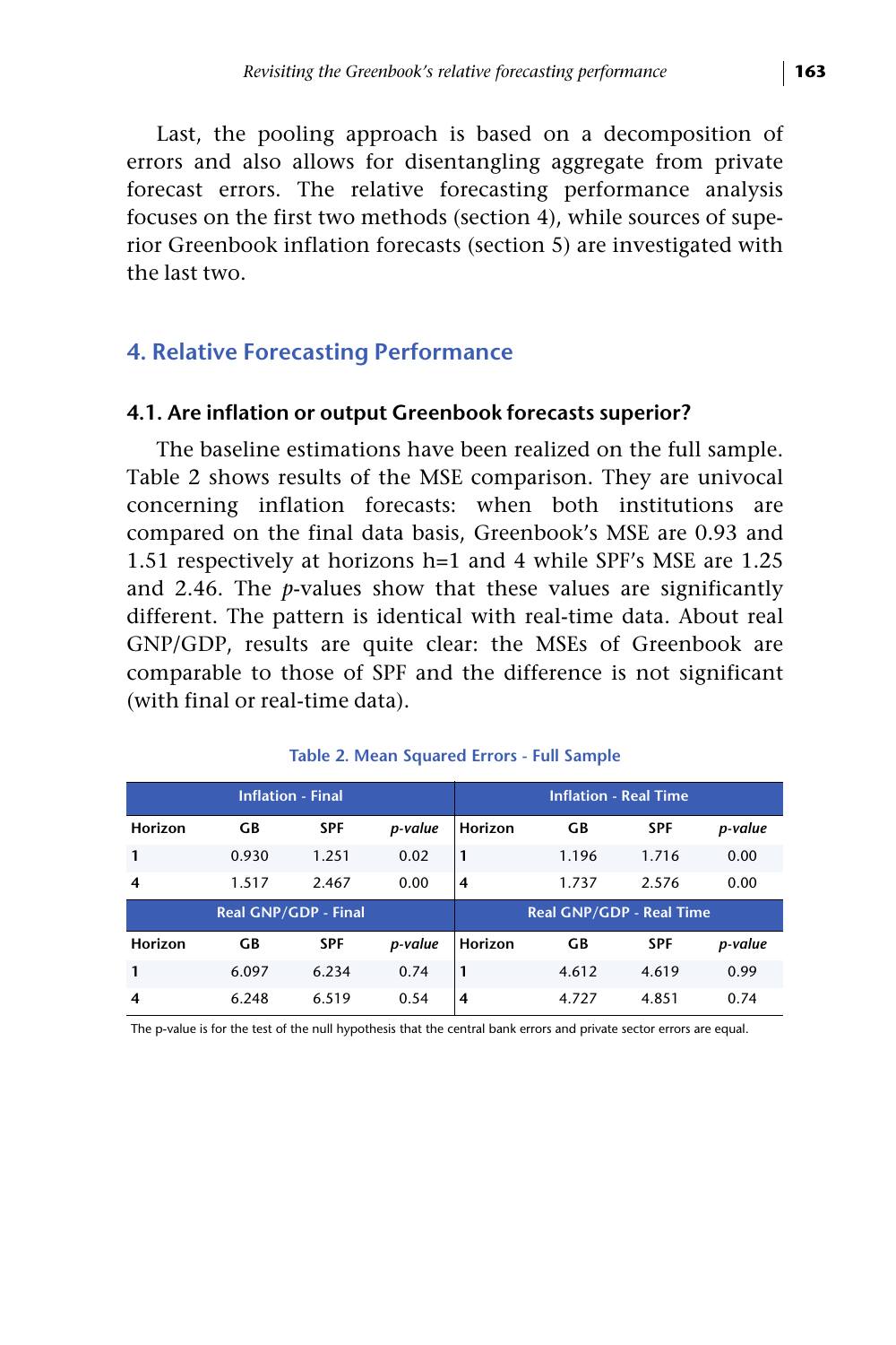Last, the pooling approach is based on a decomposition of errors and also allows for disentangling aggregate from private forecast errors. The relative forecasting performance analysis focuses on the first two methods (section 4), while sources of superior Greenbook inflation forecasts (section 5) are investigated with the last two.

## 4. Relative Forecasting Performance

### 4.1. Are inflation or output Greenbook forecasts superior?

The baseline estimations have been realized on the full sample. Table 2 shows results of the MSE comparison. They are univocal concerning inflation forecasts: when both institutions are compared on the final data basis, Greenbook's MSE are 0.93 and 1.51 respectively at horizons h=1 and 4 while SPF's MSE are 1.25 and 2.46. The *p*-values show that these values are significantly different. The pattern is identical with real-time data. About real GNP/GDP, results are quite clear: the MSEs of Greenbook are comparable to those of SPF and the difference is not significant (with final or real-time data).

Table 2. Mean Squared Errors - Full Sample

| Inflation - Final | | | | Inflation - Real Time | | | |
|---|---|---|---|---|---|---|---|
| **Horizon** | **GB** | **SPF** | ***p-value*** | **Horizon** | **GB** | **SPF** | ***p-value*** |
| **1** | 0.930 | 1.251 | 0.02 | **1** | 1.196 | 1.716 | 0.00 |
| **4** | 1.517 | 2.467 | 0.00 | **4** | 1.737 | 2.576 | 0.00 |
| **Real GNP/GDP - Final** | | | | **Real GNP/GDP - Real Time** | | | |
| **Horizon** | **GB** | **SPF** | ***p-value*** | **Horizon** | **GB** | **SPF** | ***p-value*** |
| **1** | 6.097 | 6.234 | 0.74 | **1** | 4.612 | 4.619 | 0.99 |
| **4** | 6.248 | 6.519 | 0.54 | **4** | 4.727 | 4.851 | 0.74 |

The p-value is for the test of the null hypothesis that the central bank errors and private sector errors are equal.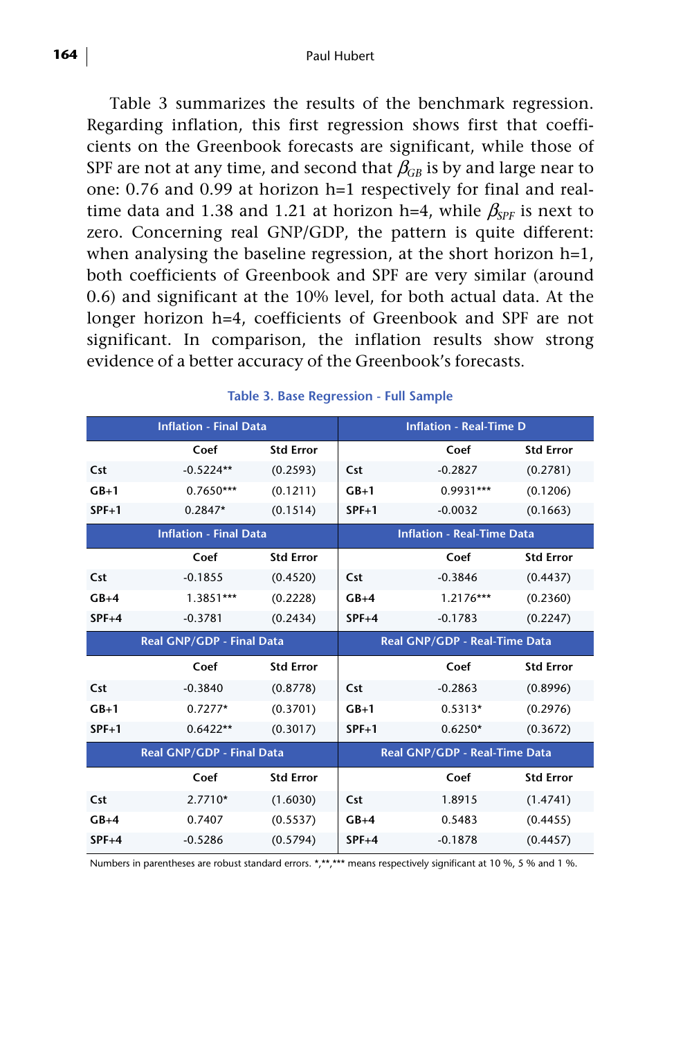Table 3 summarizes the results of the benchmark regression. Regarding inflation, this first regression shows first that coefficients on the Greenbook forecasts are significant, while those of SPF are not at any time, and second that $\beta_{GB}$ is by and large near to one: 0.76 and 0.99 at horizon h=1 respectively for final and real-time data and 1.38 and 1.21 at horizon h=4, while $\beta_{SPF}$ is next to zero. Concerning real GNP/GDP, the pattern is quite different: when analysing the baseline regression, at the short horizon h=1, both coefficients of Greenbook and SPF are very similar (around 0.6) and significant at the 10% level, for both actual data. At the longer horizon h=4, coefficients of Greenbook and SPF are not significant. In comparison, the inflation results show strong evidence of a better accuracy of the Greenbook's forecasts.

**Table 3. Base Regression - Full Sample**

| Inflation - Final Data | | | Inflation - Real-Time D | | |
|---|---|---|---|---|---|
| | Coef | Std Error | | Coef | Std Error |
| Cst | -0.5224** | (0.2593) | Cst | -0.2827 | (0.2781) |
| GB+1 | 0.7650*** | (0.1211) | GB+1 | 0.9931*** | (0.1206) |
| SPF+1 | 0.2847* | (0.1514) | SPF+1 | -0.0032 | (0.1663) |
| **Inflation - Final Data** | | | **Inflation - Real-Time Data** | | |
| | Coef | Std Error | | Coef | Std Error |
| Cst | -0.1855 | (0.4520) | Cst | -0.3846 | (0.4437) |
| GB+4 | 1.3851*** | (0.2228) | GB+4 | 1.2176*** | (0.2360) |
| SPF+4 | -0.3781 | (0.2434) | SPF+4 | -0.1783 | (0.2247) |
| **Real GNP/GDP - Final Data** | | | **Real GNP/GDP - Real-Time Data** | | |
| | Coef | Std Error | | Coef | Std Error |
| Cst | -0.3840 | (0.8778) | Cst | -0.2863 | (0.8996) |
| GB+1 | 0.7277* | (0.3701) | GB+1 | 0.5313* | (0.2976) |
| SPF+1 | 0.6422** | (0.3017) | SPF+1 | 0.6250* | (0.3672) |
| **Real GNP/GDP - Final Data** | | | **Real GNP/GDP - Real-Time Data** | | |
| | Coef | Std Error | | Coef | Std Error |
| Cst | 2.7710* | (1.6030) | Cst | 1.8915 | (1.4741) |
| GB+4 | 0.7407 | (0.5537) | GB+4 | 0.5483 | (0.4455) |
| SPF+4 | -0.5286 | (0.5794) | SPF+4 | -0.1878 | (0.4457) |

Numbers in parentheses are robust standard errors. *,**,*** means respectively significant at 10 %, 5 % and 1 %.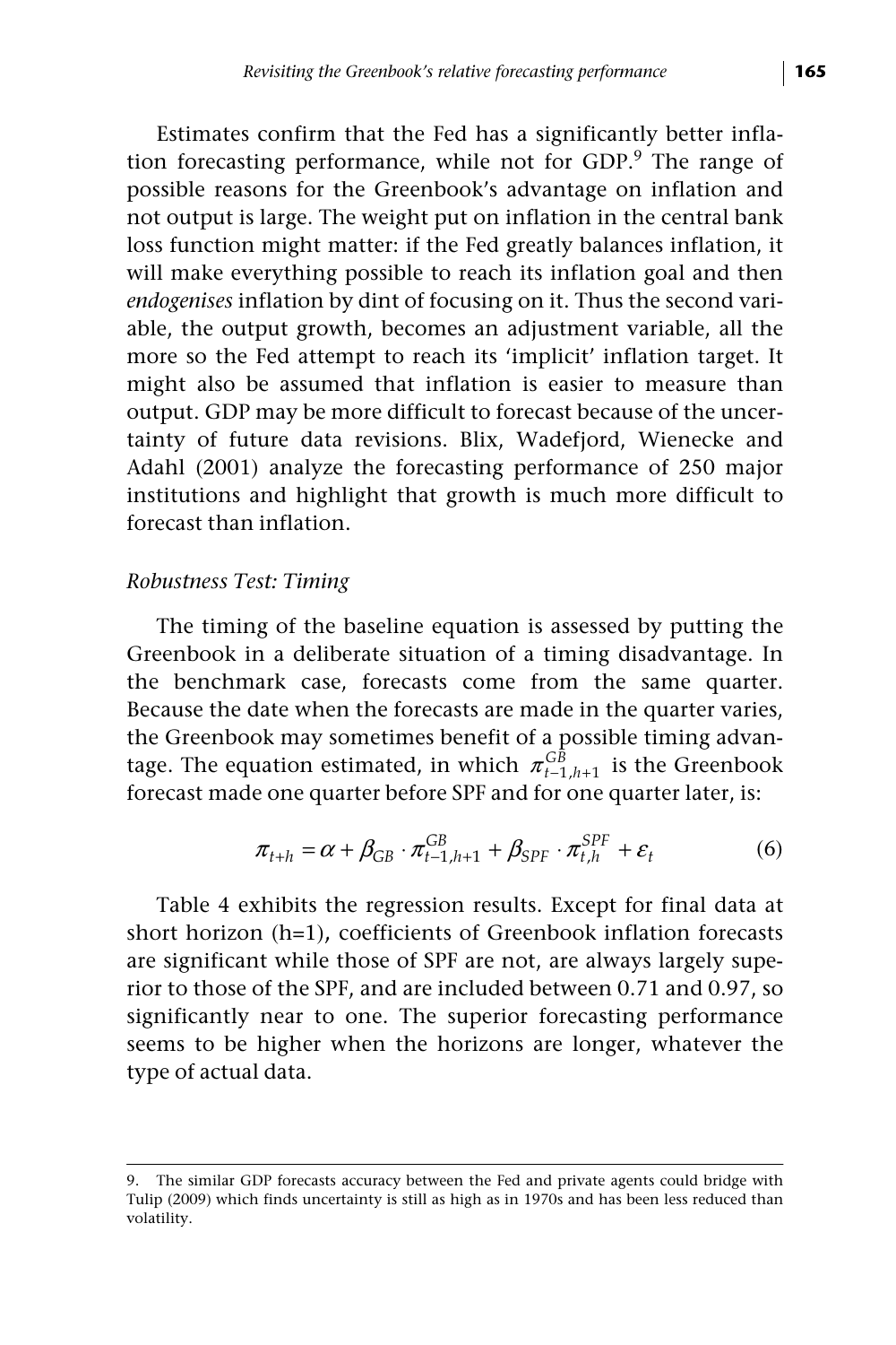Estimates confirm that the Fed has a significantly better inflation forecasting performance, while not for GDP.[9] The range of possible reasons for the Greenbook's advantage on inflation and not output is large. The weight put on inflation in the central bank loss function might matter: if the Fed greatly balances inflation, it will make everything possible to reach its inflation goal and then *endogenises* inflation by dint of focusing on it. Thus the second variable, the output growth, becomes an adjustment variable, all the more so the Fed attempt to reach its 'implicit' inflation target. It might also be assumed that inflation is easier to measure than output. GDP may be more difficult to forecast because of the uncertainty of future data revisions. Blix, Wadefjord, Wienecke and Adahl (2001) analyze the forecasting performance of 250 major institutions and highlight that growth is much more difficult to forecast than inflation.

### *Robustness Test: Timing*

The timing of the baseline equation is assessed by putting the Greenbook in a deliberate situation of a timing disadvantage. In the benchmark case, forecasts come from the same quarter. Because the date when the forecasts are made in the quarter varies, the Greenbook may sometimes benefit of a possible timing advantage. The equation estimated, in which $\pi^{GB}_{t-1,h+1}$ is the Greenbook forecast made one quarter before SPF and for one quarter later, is:

$$\pi_{t+h} = \alpha + \beta_{GB} \cdot \pi^{GB}_{t-1,h+1} + \beta_{SPF} \cdot \pi^{SPF}_{t,h} + \varepsilon_t \qquad (6)$$

Table 4 exhibits the regression results. Except for final data at short horizon (h=1), coefficients of Greenbook inflation forecasts are significant while those of SPF are not, are always largely superior to those of the SPF, and are included between 0.71 and 0.97, so significantly near to one. The superior forecasting performance seems to be higher when the horizons are longer, whatever the type of actual data.

---

9. The similar GDP forecasts accuracy between the Fed and private agents could bridge with Tulip (2009) which finds uncertainty is still as high as in 1970s and has been less reduced than volatility.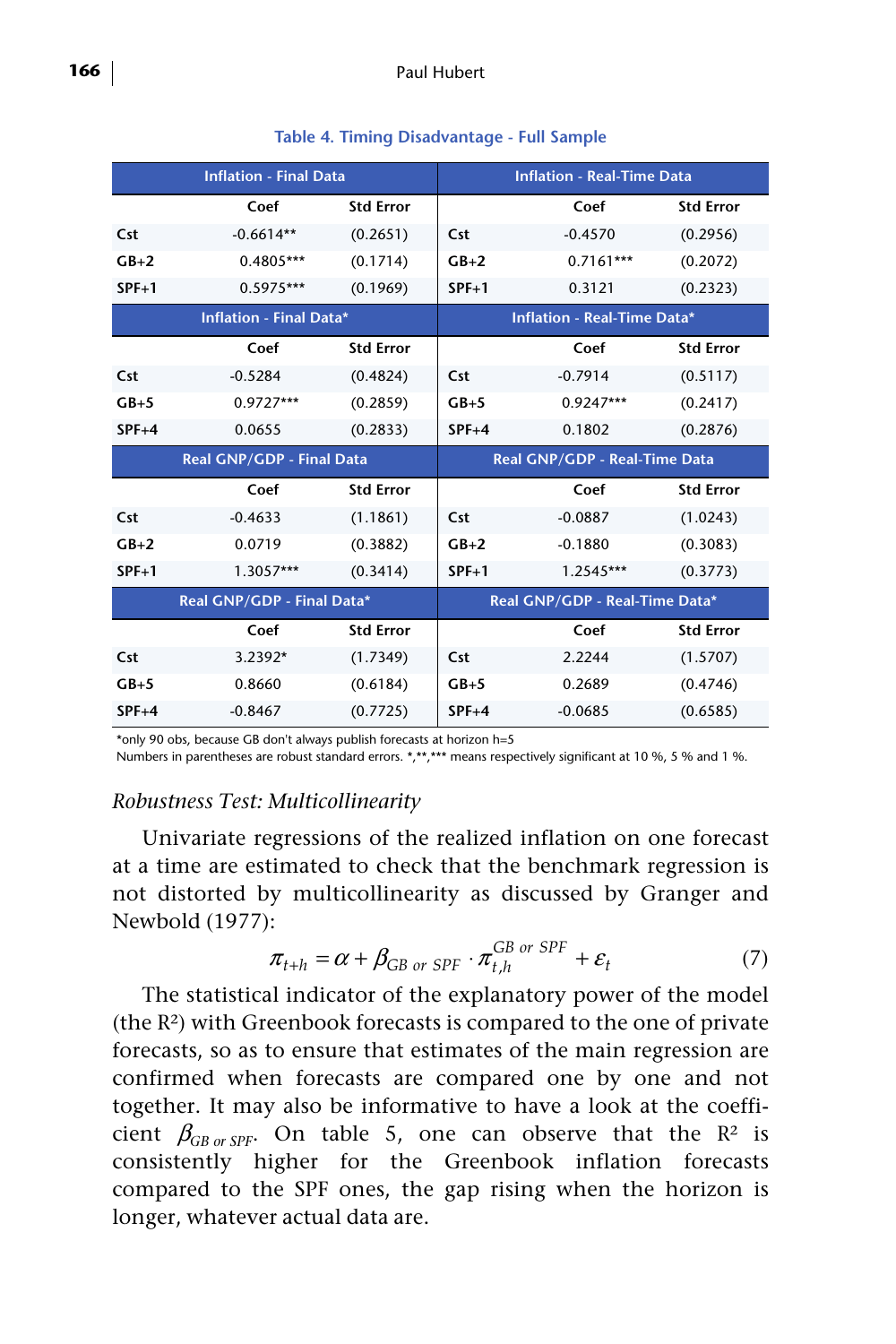**Table 4. Timing Disadvantage - Full Sample**

| Inflation - Final Data | | | Inflation - Real-Time Data | | |
|---|---|---|---|---|---|
| | Coef | Std Error | | Coef | Std Error |
| Cst | -0.6614** | (0.2651) | Cst | -0.4570 | (0.2956) |
| GB+2 | 0.4805*** | (0.1714) | GB+2 | 0.7161*** | (0.2072) |
| SPF+1 | 0.5975*** | (0.1969) | SPF+1 | 0.3121 | (0.2323) |
| **Inflation - Final Data*** | | | **Inflation - Real-Time Data*** | | |
| | Coef | Std Error | | Coef | Std Error |
| Cst | -0.5284 | (0.4824) | Cst | -0.7914 | (0.5117) |
| GB+5 | 0.9727*** | (0.2859) | GB+5 | 0.9247*** | (0.2417) |
| SPF+4 | 0.0655 | (0.2833) | SPF+4 | 0.1802 | (0.2876) |
| **Real GNP/GDP - Final Data** | | | **Real GNP/GDP - Real-Time Data** | | |
| | Coef | Std Error | | Coef | Std Error |
| Cst | -0.4633 | (1.1861) | Cst | -0.0887 | (1.0243) |
| GB+2 | 0.0719 | (0.3882) | GB+2 | -0.1880 | (0.3083) |
| SPF+1 | 1.3057*** | (0.3414) | SPF+1 | 1.2545*** | (0.3773) |
| **Real GNP/GDP - Final Data*** | | | **Real GNP/GDP - Real-Time Data*** | | |
| | Coef | Std Error | | Coef | Std Error |
| Cst | 3.2392* | (1.7349) | Cst | 2.2244 | (1.5707) |
| GB+5 | 0.8660 | (0.6184) | GB+5 | 0.2689 | (0.4746) |
| SPF+4 | -0.8467 | (0.7725) | SPF+4 | -0.0685 | (0.6585) |

*only 90 obs, because GB don't always publish forecasts at horizon h=5
Numbers in parentheses are robust standard errors. *,**,*** means respectively significant at 10 %, 5 % and 1 %.

### *Robustness Test: Multicollinearity*

Univariate regressions of the realized inflation on one forecast at a time are estimated to check that the benchmark regression is not distorted by multicollinearity as discussed by Granger and Newbold (1977):

$$\pi_{t+h} = \alpha + \beta_{GB\ or\ SPF} \cdot \pi_{t,h}^{GB\ or\ SPF} + \varepsilon_t \tag{7}$$

The statistical indicator of the explanatory power of the model (the $R^2$) with Greenbook forecasts is compared to the one of private forecasts, so as to ensure that estimates of the main regression are confirmed when forecasts are compared one by one and not together. It may also be informative to have a look at the coefficient $\beta_{GB\ or\ SPF}$. On table 5, one can observe that the $R^2$ is consistently higher for the Greenbook inflation forecasts compared to the SPF ones, the gap rising when the horizon is longer, whatever actual data are.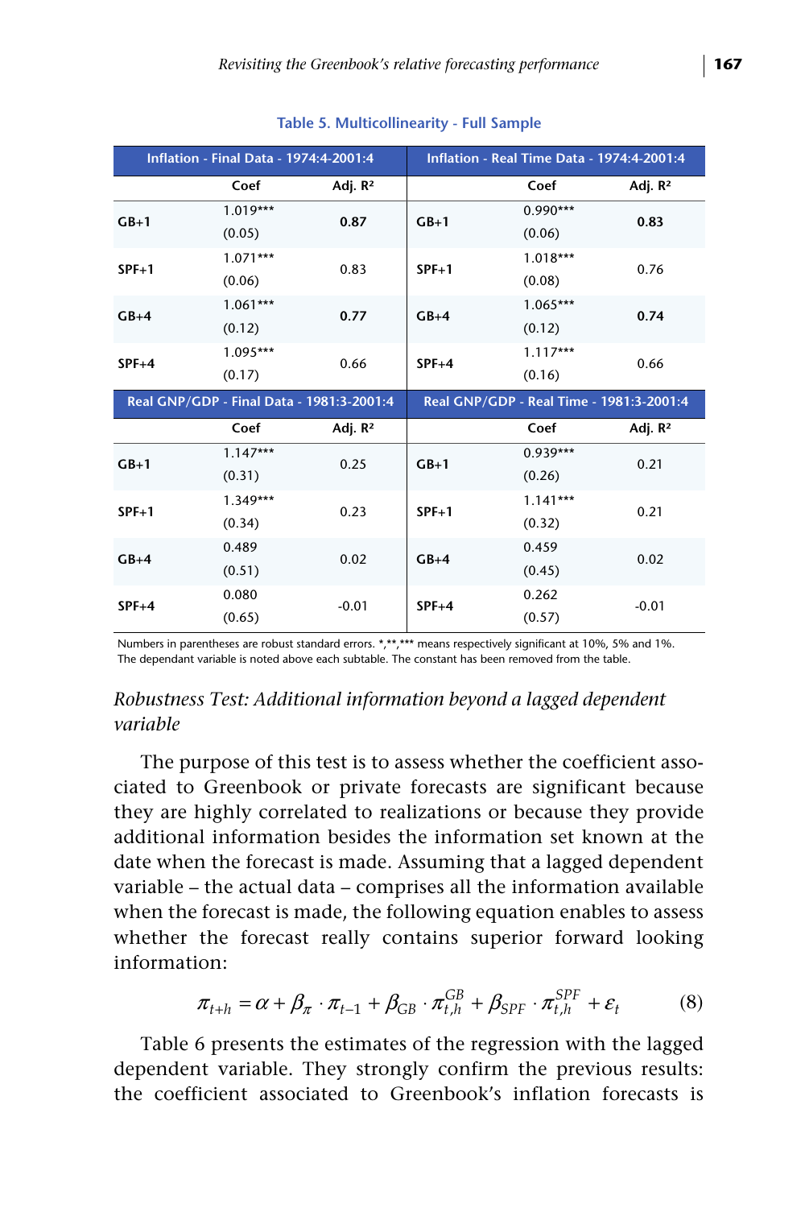Table 5. Multicollinearity - Full Sample

| Inflation - Final Data - 1974:4-2001:4 | | | Inflation - Real Time Data - 1974:4-2001:4 | | |
|---|---|---|---|---|---|
| | Coef | Adj. $R^2$ | | Coef | Adj. $R^2$ |
| GB+1 | 1.019*** (0.05) | **0.87** | GB+1 | 0.990*** (0.06) | **0.83** |
| SPF+1 | 1.071*** (0.06) | 0.83 | SPF+1 | 1.018*** (0.08) | 0.76 |
| GB+4 | 1.061*** (0.12) | **0.77** | GB+4 | 1.065*** (0.12) | **0.74** |
| SPF+4 | 1.095*** (0.17) | 0.66 | SPF+4 | 1.117*** (0.16) | 0.66 |
| **Real GNP/GDP - Final Data - 1981:3-2001:4** | | | **Real GNP/GDP - Real Time - 1981:3-2001:4** | | |
| | Coef | Adj. $R^2$ | | Coef | Adj. $R^2$ |
| GB+1 | 1.147*** (0.31) | 0.25 | GB+1 | 0.939*** (0.26) | 0.21 |
| SPF+1 | 1.349*** (0.34) | 0.23 | SPF+1 | 1.141*** (0.32) | 0.21 |
| GB+4 | 0.489 (0.51) | 0.02 | GB+4 | 0.459 (0.45) | 0.02 |
| SPF+4 | 0.080 (0.65) | -0.01 | SPF+4 | 0.262 (0.57) | -0.01 |

Numbers in parentheses are robust standard errors. *,**,*** means respectively significant at 10%, 5% and 1%. The dependant variable is noted above each subtable. The constant has been removed from the table.

*Robustness Test: Additional information beyond a lagged dependent variable*

The purpose of this test is to assess whether the coefficient associated to Greenbook or private forecasts are significant because they are highly correlated to realizations or because they provide additional information besides the information set known at the date when the forecast is made. Assuming that a lagged dependent variable – the actual data – comprises all the information available when the forecast is made, the following equation enables to assess whether the forecast really contains superior forward looking information:

$$\pi_{t+h} = \alpha + \beta_{\pi} \cdot \pi_{t-1} + \beta_{GB} \cdot \pi_{t,h}^{GB} + \beta_{SPF} \cdot \pi_{t,h}^{SPF} + \varepsilon_t \qquad (8)$$

Table 6 presents the estimates of the regression with the lagged dependent variable. They strongly confirm the previous results: the coefficient associated to Greenbook's inflation forecasts is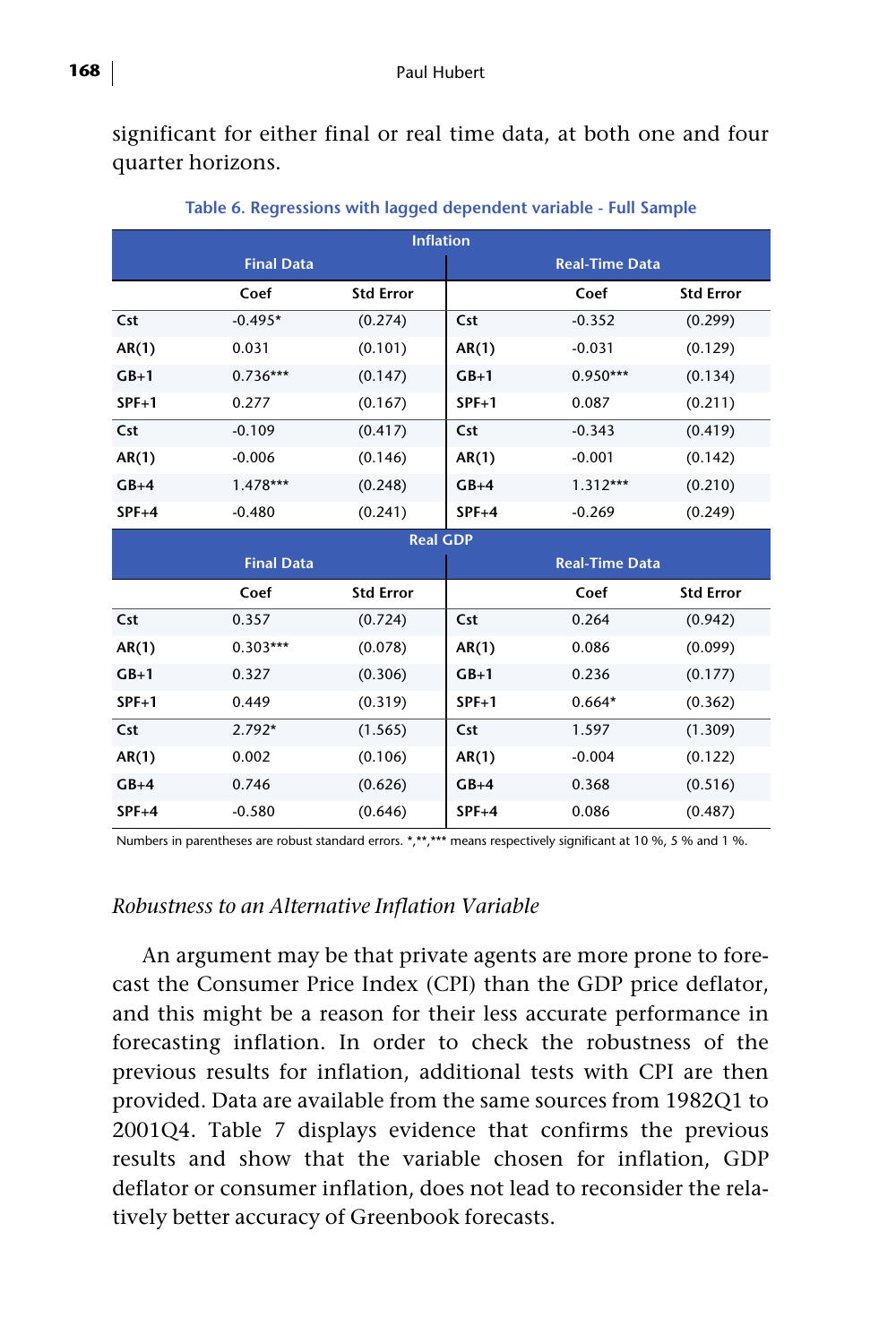significant for either final or real time data, at both one and four quarter horizons.

**Table 6. Regressions with lagged dependent variable - Full Sample**

| Inflation | | | | | |
|---|---|---|---|---|---|
| Final Data | | | Real-Time Data | | |
| | Coef | Std Error | | Coef | Std Error |
| Cst | -0.495* | (0.274) | Cst | -0.352 | (0.299) |
| AR(1) | 0.031 | (0.101) | AR(1) | -0.031 | (0.129) |
| GB+1 | 0.736*** | (0.147) | GB+1 | 0.950*** | (0.134) |
| SPF+1 | 0.277 | (0.167) | SPF+1 | 0.087 | (0.211) |
| Cst | -0.109 | (0.417) | Cst | -0.343 | (0.419) |
| AR(1) | -0.006 | (0.146) | AR(1) | -0.001 | (0.142) |
| GB+4 | 1.478*** | (0.248) | GB+4 | 1.312*** | (0.210) |
| SPF+4 | -0.480 | (0.241) | SPF+4 | -0.269 | (0.249) |
| **Real GDP** | | | | | |
| Final Data | | | Real-Time Data | | |
| | Coef | Std Error | | Coef | Std Error |
| Cst | 0.357 | (0.724) | Cst | 0.264 | (0.942) |
| AR(1) | 0.303*** | (0.078) | AR(1) | 0.086 | (0.099) |
| GB+1 | 0.327 | (0.306) | GB+1 | 0.236 | (0.177) |
| SPF+1 | 0.449 | (0.319) | SPF+1 | 0.664* | (0.362) |
| Cst | 2.792* | (1.565) | Cst | 1.597 | (1.309) |
| AR(1) | 0.002 | (0.106) | AR(1) | -0.004 | (0.122) |
| GB+4 | 0.746 | (0.626) | GB+4 | 0.368 | (0.516) |
| SPF+4 | -0.580 | (0.646) | SPF+4 | 0.086 | (0.487) |

Numbers in parentheses are robust standard errors. *,**,*** means respectively significant at 10 %, 5 % and 1 %.

### *Robustness to an Alternative Inflation Variable*

An argument may be that private agents are more prone to forecast the Consumer Price Index (CPI) than the GDP price deflator, and this might be a reason for their less accurate performance in forecasting inflation. In order to check the robustness of the previous results for inflation, additional tests with CPI are then provided. Data are available from the same sources from 1982Q1 to 2001Q4. Table 7 displays evidence that confirms the previous results and show that the variable chosen for inflation, GDP deflator or consumer inflation, does not lead to reconsider the relatively better accuracy of Greenbook forecasts.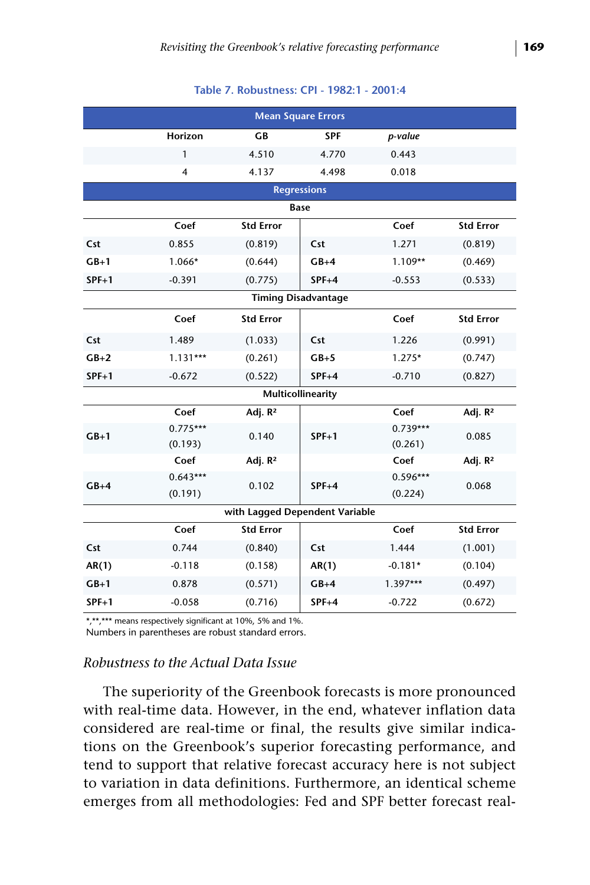Table 7. Robustness: CPI - 1982:1 - 2001:4

| Mean Square Errors | | | | | |
|---|---|---|---|---|---|
| | Horizon | GB | SPF | *p-value* | |
| | 1 | 4.510 | 4.770 | 0.443 | |
| | 4 | 4.137 | 4.498 | 0.018 | |
| **Regressions** | | | | | |
| **Base** | | | | | |
| | Coef | Std Error | | Coef | Std Error |
| Cst | 0.855 | (0.819) | Cst | 1.271 | (0.819) |
| GB+1 | 1.066* | (0.644) | GB+4 | 1.109** | (0.469) |
| SPF+1 | -0.391 | (0.775) | SPF+4 | -0.553 | (0.533) |
| **Timing Disadvantage** | | | | | |
| | Coef | Std Error | | Coef | Std Error |
| Cst | 1.489 | (1.033) | Cst | 1.226 | (0.991) |
| GB+2 | 1.131*** | (0.261) | GB+5 | 1.275* | (0.747) |
| SPF+1 | -0.672 | (0.522) | SPF+4 | -0.710 | (0.827) |
| **Multicollinearity** | | | | | |
| | Coef | Adj. $R^2$ | | Coef | Adj. $R^2$ |
| GB+1 | 0.775*** (0.193) | 0.140 | SPF+1 | 0.739*** (0.261) | 0.085 |
| | Coef | Adj. $R^2$ | | Coef | Adj. $R^2$ |
| GB+4 | 0.643*** (0.191) | 0.102 | SPF+4 | 0.596*** (0.224) | 0.068 |
| **with Lagged Dependent Variable** | | | | | |
| | Coef | Std Error | | Coef | Std Error |
| Cst | 0.744 | (0.840) | Cst | 1.444 | (1.001) |
| AR(1) | -0.118 | (0.158) | AR(1) | -0.181* | (0.104) |
| GB+1 | 0.878 | (0.571) | GB+4 | 1.397*** | (0.497) |
| SPF+1 | -0.058 | (0.716) | SPF+4 | -0.722 | (0.672) |

*,**,*** means respectively significant at 10%, 5% and 1%.
Numbers in parentheses are robust standard errors.

### *Robustness to the Actual Data Issue*

The superiority of the Greenbook forecasts is more pronounced with real-time data. However, in the end, whatever inflation data considered are real-time or final, the results give similar indications on the Greenbook's superior forecasting performance, and tend to support that relative forecast accuracy here is not subject to variation in data definitions. Furthermore, an identical scheme emerges from all methodologies: Fed and SPF better forecast real-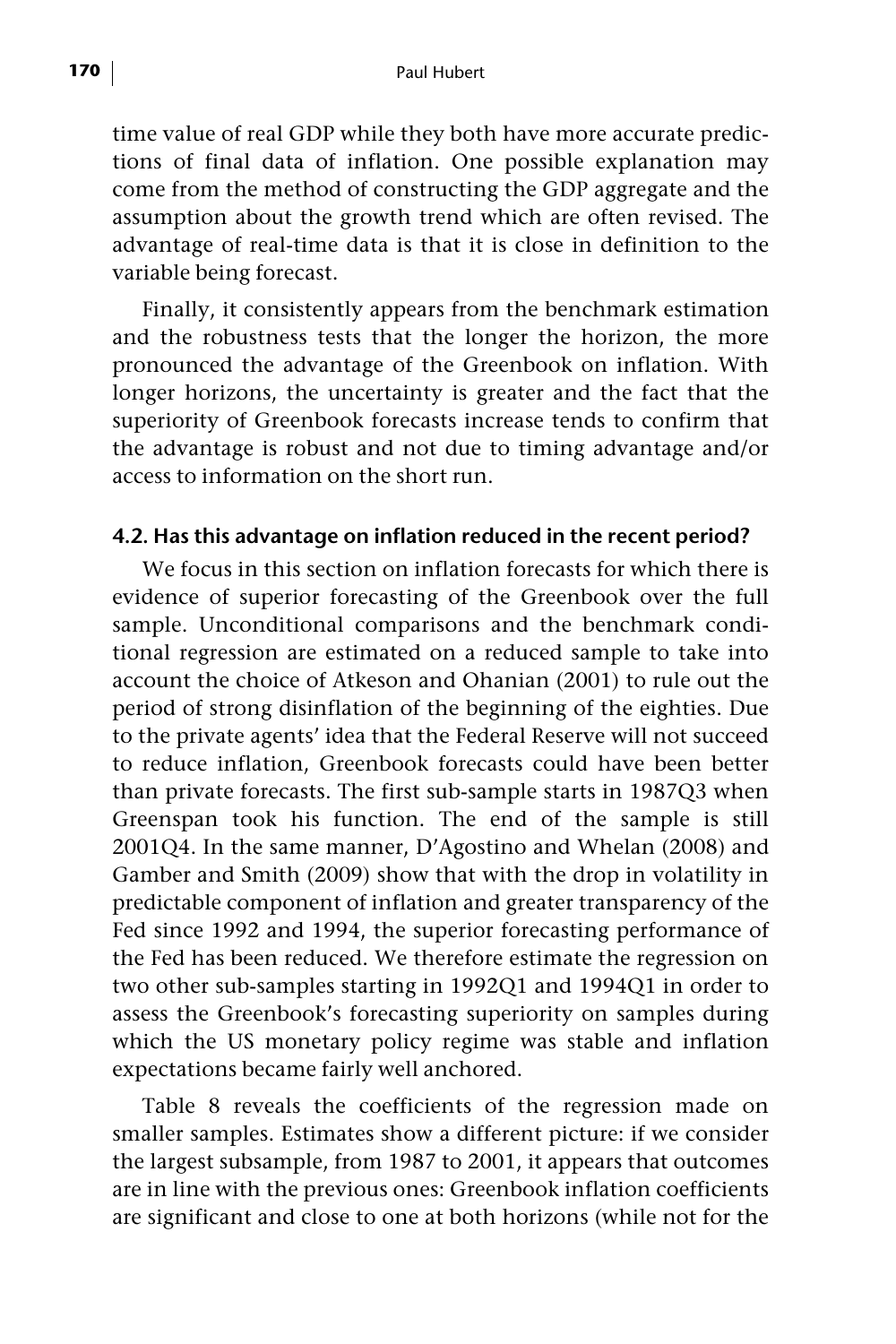time value of real GDP while they both have more accurate predictions of final data of inflation. One possible explanation may come from the method of constructing the GDP aggregate and the assumption about the growth trend which are often revised. The advantage of real-time data is that it is close in definition to the variable being forecast.

Finally, it consistently appears from the benchmark estimation and the robustness tests that the longer the horizon, the more pronounced the advantage of the Greenbook on inflation. With longer horizons, the uncertainty is greater and the fact that the superiority of Greenbook forecasts increase tends to confirm that the advantage is robust and not due to timing advantage and/or access to information on the short run.

### 4.2. Has this advantage on inflation reduced in the recent period?

We focus in this section on inflation forecasts for which there is evidence of superior forecasting of the Greenbook over the full sample. Unconditional comparisons and the benchmark conditional regression are estimated on a reduced sample to take into account the choice of Atkeson and Ohanian (2001) to rule out the period of strong disinflation of the beginning of the eighties. Due to the private agents' idea that the Federal Reserve will not succeed to reduce inflation, Greenbook forecasts could have been better than private forecasts. The first sub-sample starts in 1987Q3 when Greenspan took his function. The end of the sample is still 2001Q4. In the same manner, D'Agostino and Whelan (2008) and Gamber and Smith (2009) show that with the drop in volatility in predictable component of inflation and greater transparency of the Fed since 1992 and 1994, the superior forecasting performance of the Fed has been reduced. We therefore estimate the regression on two other sub-samples starting in 1992Q1 and 1994Q1 in order to assess the Greenbook's forecasting superiority on samples during which the US monetary policy regime was stable and inflation expectations became fairly well anchored.

Table 8 reveals the coefficients of the regression made on smaller samples. Estimates show a different picture: if we consider the largest subsample, from 1987 to 2001, it appears that outcomes are in line with the previous ones: Greenbook inflation coefficients are significant and close to one at both horizons (while not for the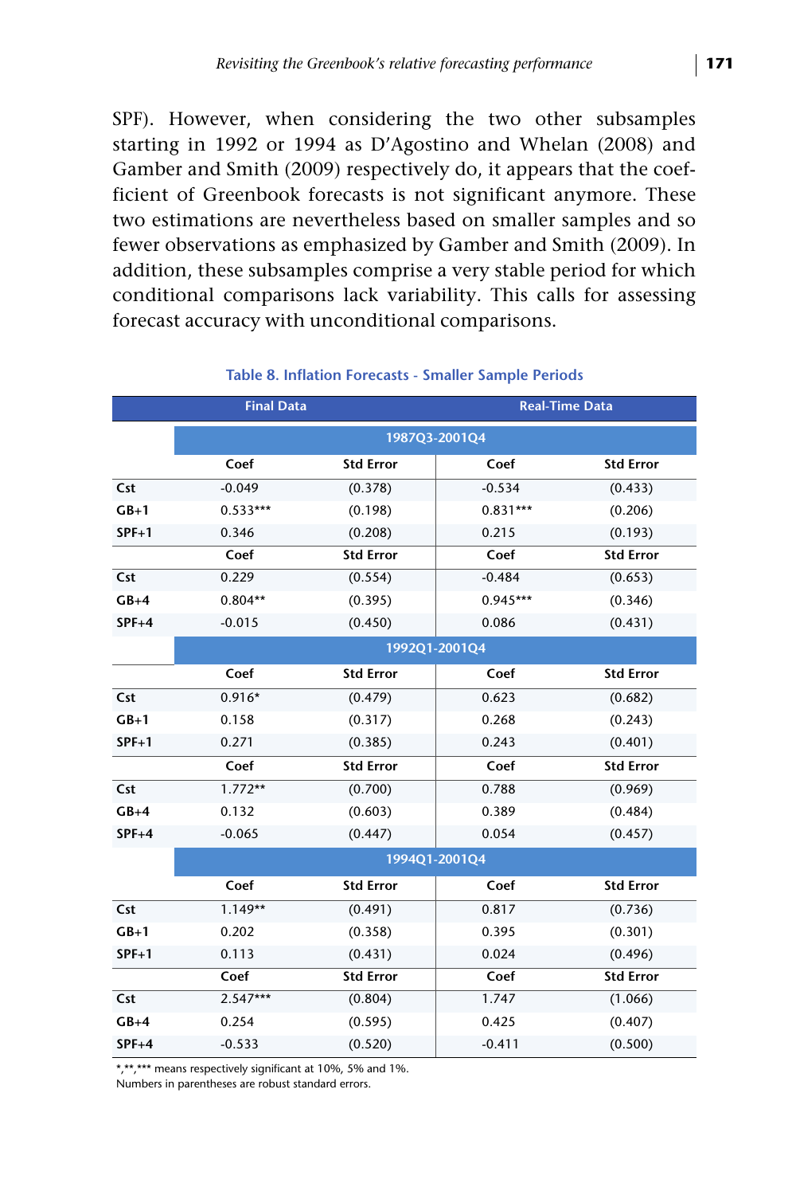SPF). However, when considering the two other subsamples starting in 1992 or 1994 as D'Agostino and Whelan (2008) and Gamber and Smith (2009) respectively do, it appears that the coefficient of Greenbook forecasts is not significant anymore. These two estimations are nevertheless based on smaller samples and so fewer observations as emphasized by Gamber and Smith (2009). In addition, these subsamples comprise a very stable period for which conditional comparisons lack variability. This calls for assessing forecast accuracy with unconditional comparisons.

**Table 8. Inflation Forecasts - Smaller Sample Periods**

| | Final Data | | Real-Time Data | |
|---|---|---|---|---|
| | **1987Q3-2001Q4** | | | |
| | Coef | Std Error | Coef | Std Error |
| **Cst** | -0.049 | (0.378) | -0.534 | (0.433) |
| **GB+1** | 0.533*** | (0.198) | 0.831*** | (0.206) |
| **SPF+1** | 0.346 | (0.208) | 0.215 | (0.193) |
| | Coef | Std Error | Coef | Std Error |
| **Cst** | 0.229 | (0.554) | -0.484 | (0.653) |
| **GB+4** | 0.804** | (0.395) | 0.945*** | (0.346) |
| **SPF+4** | -0.015 | (0.450) | 0.086 | (0.431) |
| | **1992Q1-2001Q4** | | | |
| | Coef | Std Error | Coef | Std Error |
| **Cst** | 0.916* | (0.479) | 0.623 | (0.682) |
| **GB+1** | 0.158 | (0.317) | 0.268 | (0.243) |
| **SPF+1** | 0.271 | (0.385) | 0.243 | (0.401) |
| | Coef | Std Error | Coef | Std Error |
| **Cst** | 1.772** | (0.700) | 0.788 | (0.969) |
| **GB+4** | 0.132 | (0.603) | 0.389 | (0.484) |
| **SPF+4** | -0.065 | (0.447) | 0.054 | (0.457) |
| | **1994Q1-2001Q4** | | | |
| | Coef | Std Error | Coef | Std Error |
| **Cst** | 1.149** | (0.491) | 0.817 | (0.736) |
| **GB+1** | 0.202 | (0.358) | 0.395 | (0.301) |
| **SPF+1** | 0.113 | (0.431) | 0.024 | (0.496) |
| | Coef | Std Error | Coef | Std Error |
| **Cst** | 2.547*** | (0.804) | 1.747 | (1.066) |
| **GB+4** | 0.254 | (0.595) | 0.425 | (0.407) |
| **SPF+4** | -0.533 | (0.520) | -0.411 | (0.500) |

*,**,*** means respectively significant at 10%, 5% and 1%.
Numbers in parentheses are robust standard errors.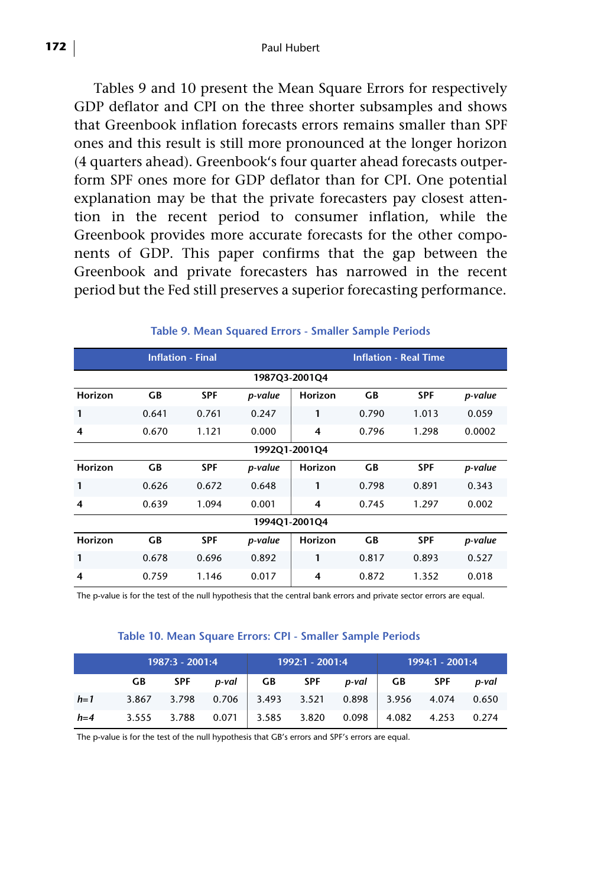Tables 9 and 10 present the Mean Square Errors for respectively GDP deflator and CPI on the three shorter subsamples and shows that Greenbook inflation forecasts errors remains smaller than SPF ones and this result is still more pronounced at the longer horizon (4 quarters ahead). Greenbook's four quarter ahead forecasts outperform SPF ones more for GDP deflator than for CPI. One potential explanation may be that the private forecasters pay closest attention in the recent period to consumer inflation, while the Greenbook provides more accurate forecasts for the other components of GDP. This paper confirms that the gap between the Greenbook and private forecasters has narrowed in the recent period but the Fed still preserves a superior forecasting performance.

**Table 9. Mean Squared Errors - Smaller Sample Periods**

| Inflation - Final | | | | Inflation - Real Time | | | |
|---|---|---|---|---|---|---|---|
| **1987Q3-2001Q4** | | | | | | | |
| **Horizon** | **GB** | **SPF** | ***p-value*** | **Horizon** | **GB** | **SPF** | ***p-value*** |
| **1** | 0.641 | 0.761 | 0.247 | **1** | 0.790 | 1.013 | 0.059 |
| **4** | 0.670 | 1.121 | 0.000 | **4** | 0.796 | 1.298 | 0.0002 |
| **1992Q1-2001Q4** | | | | | | | |
| **Horizon** | **GB** | **SPF** | ***p-value*** | **Horizon** | **GB** | **SPF** | ***p-value*** |
| **1** | 0.626 | 0.672 | 0.648 | **1** | 0.798 | 0.891 | 0.343 |
| **4** | 0.639 | 1.094 | 0.001 | **4** | 0.745 | 1.297 | 0.002 |
| **1994Q1-2001Q4** | | | | | | | |
| **Horizon** | **GB** | **SPF** | ***p-value*** | **Horizon** | **GB** | **SPF** | ***p-value*** |
| **1** | 0.678 | 0.696 | 0.892 | **1** | 0.817 | 0.893 | 0.527 |
| **4** | 0.759 | 1.146 | 0.017 | **4** | 0.872 | 1.352 | 0.018 |

The p-value is for the test of the null hypothesis that the central bank errors and private sector errors are equal.

**Table 10. Mean Square Errors: CPI - Smaller Sample Periods**

| | 1987:3 - 2001:4 | | | 1992:1 - 2001:4 | | | 1994:1 - 2001:4 | | |
|---|---|---|---|---|---|---|---|---|---|
| | **GB** | **SPF** | ***p-val*** | **GB** | **SPF** | ***p-val*** | **GB** | **SPF** | ***p-val*** |
| *h=1* | 3.867 | 3.798 | 0.706 | 3.493 | 3.521 | 0.898 | 3.956 | 4.074 | 0.650 |
| *h=4* | 3.555 | 3.788 | 0.071 | 3.585 | 3.820 | 0.098 | 4.082 | 4.253 | 0.274 |

The p-value is for the test of the null hypothesis that GB's errors and SPF's errors are equal.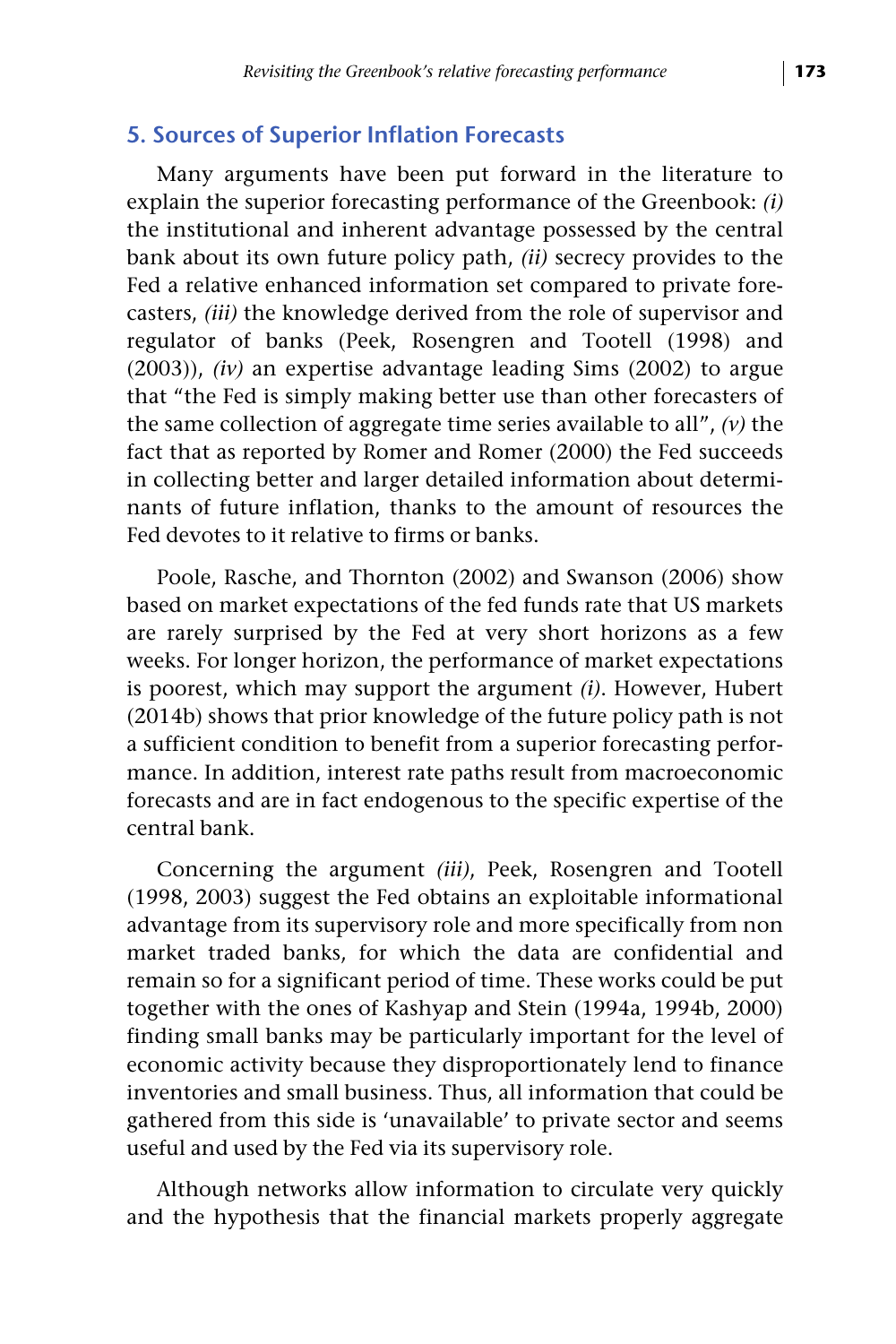## 5. Sources of Superior Inflation Forecasts

Many arguments have been put forward in the literature to explain the superior forecasting performance of the Greenbook: *(i)* the institutional and inherent advantage possessed by the central bank about its own future policy path, *(ii)* secrecy provides to the Fed a relative enhanced information set compared to private forecasters, *(iii)* the knowledge derived from the role of supervisor and regulator of banks (Peek, Rosengren and Tootell (1998) and (2003)), *(iv)* an expertise advantage leading Sims (2002) to argue that "the Fed is simply making better use than other forecasters of the same collection of aggregate time series available to all", *(v)* the fact that as reported by Romer and Romer (2000) the Fed succeeds in collecting better and larger detailed information about determinants of future inflation, thanks to the amount of resources the Fed devotes to it relative to firms or banks.

Poole, Rasche, and Thornton (2002) and Swanson (2006) show based on market expectations of the fed funds rate that US markets are rarely surprised by the Fed at very short horizons as a few weeks. For longer horizon, the performance of market expectations is poorest, which may support the argument *(i)*. However, Hubert (2014b) shows that prior knowledge of the future policy path is not a sufficient condition to benefit from a superior forecasting performance. In addition, interest rate paths result from macroeconomic forecasts and are in fact endogenous to the specific expertise of the central bank.

Concerning the argument *(iii)*, Peek, Rosengren and Tootell (1998, 2003) suggest the Fed obtains an exploitable informational advantage from its supervisory role and more specifically from non market traded banks, for which the data are confidential and remain so for a significant period of time. These works could be put together with the ones of Kashyap and Stein (1994a, 1994b, 2000) finding small banks may be particularly important for the level of economic activity because they disproportionately lend to finance inventories and small business. Thus, all information that could be gathered from this side is 'unavailable' to private sector and seems useful and used by the Fed via its supervisory role.

Although networks allow information to circulate very quickly and the hypothesis that the financial markets properly aggregate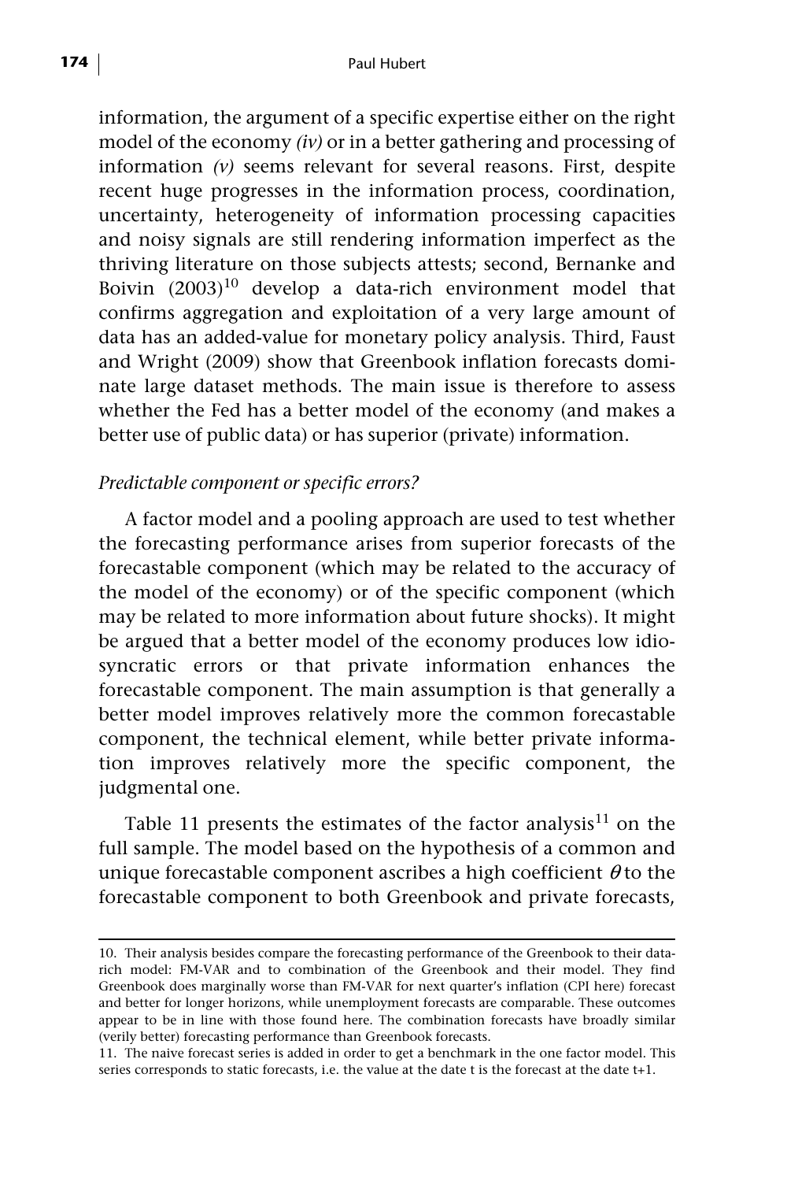information, the argument of a specific expertise either on the right model of the economy *(iv)* or in a better gathering and processing of information *(v)* seems relevant for several reasons. First, despite recent huge progresses in the information process, coordination, uncertainty, heterogeneity of information processing capacities and noisy signals are still rendering information imperfect as the thriving literature on those subjects attests; second, Bernanke and Boivin (2003)[10] develop a data-rich environment model that confirms aggregation and exploitation of a very large amount of data has an added-value for monetary policy analysis. Third, Faust and Wright (2009) show that Greenbook inflation forecasts dominate large dataset methods. The main issue is therefore to assess whether the Fed has a better model of the economy (and makes a better use of public data) or has superior (private) information.

*Predictable component or specific errors?*

A factor model and a pooling approach are used to test whether the forecasting performance arises from superior forecasts of the forecastable component (which may be related to the accuracy of the model of the economy) or of the specific component (which may be related to more information about future shocks). It might be argued that a better model of the economy produces low idiosyncratic errors or that private information enhances the forecastable component. The main assumption is that generally a better model improves relatively more the common forecastable component, the technical element, while better private information improves relatively more the specific component, the judgmental one.

Table 11 presents the estimates of the factor analysis[11] on the full sample. The model based on the hypothesis of a common and unique forecastable component ascribes a high coefficient $\theta$ to the forecastable component to both Greenbook and private forecasts,

---

10. Their analysis besides compare the forecasting performance of the Greenbook to their data-rich model: FM-VAR and to combination of the Greenbook and their model. They find Greenbook does marginally worse than FM-VAR for next quarter's inflation (CPI here) forecast and better for longer horizons, while unemployment forecasts are comparable. These outcomes appear to be in line with those found here. The combination forecasts have broadly similar (verily better) forecasting performance than Greenbook forecasts.

11. The naive forecast series is added in order to get a benchmark in the one factor model. This series corresponds to static forecasts, i.e. the value at the date t is the forecast at the date t+1.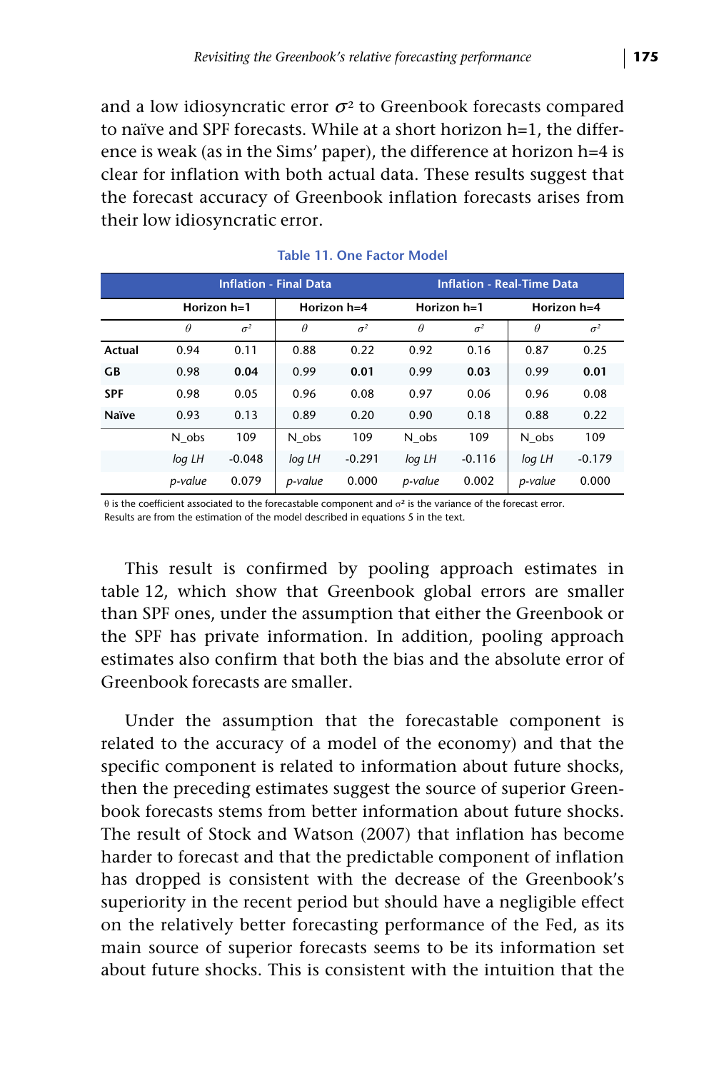and a low idiosyncratic error $\sigma^2$ to Greenbook forecasts compared to naïve and SPF forecasts. While at a short horizon h=1, the difference is weak (as in the Sims' paper), the difference at horizon h=4 is clear for inflation with both actual data. These results suggest that the forecast accuracy of Greenbook inflation forecasts arises from their low idiosyncratic error.

**Table 11. One Factor Model**

| | Inflation - Final Data | | | | Inflation - Real-Time Data | | | |
|---|---|---|---|---|---|---|---|---|
| | Horizon h=1 | | Horizon h=4 | | Horizon h=1 | | Horizon h=4 | |
| | $\theta$ | $\sigma^2$ | $\theta$ | $\sigma^2$ | $\theta$ | $\sigma^2$ | $\theta$ | $\sigma^2$ |
| **Actual** | 0.94 | 0.11 | 0.88 | 0.22 | 0.92 | 0.16 | 0.87 | 0.25 |
| **GB** | 0.98 | **0.04** | 0.99 | **0.01** | 0.99 | **0.03** | 0.99 | **0.01** |
| **SPF** | 0.98 | 0.05 | 0.96 | 0.08 | 0.97 | 0.06 | 0.96 | 0.08 |
| **Naïve** | 0.93 | 0.13 | 0.89 | 0.20 | 0.90 | 0.18 | 0.88 | 0.22 |
| | N_obs | 109 | N_obs | 109 | N_obs | 109 | N_obs | 109 |
| | *log LH* | -0.048 | *log LH* | -0.291 | *log LH* | -0.116 | *log LH* | -0.179 |
| | *p-value* | 0.079 | *p-value* | 0.000 | *p-value* | 0.002 | *p-value* | 0.000 |

$\theta$ is the coefficient associated to the forecastable component and $\sigma^2$ is the variance of the forecast error.
Results are from the estimation of the model described in equations 5 in the text.

This result is confirmed by pooling approach estimates in table 12, which show that Greenbook global errors are smaller than SPF ones, under the assumption that either the Greenbook or the SPF has private information. In addition, pooling approach estimates also confirm that both the bias and the absolute error of Greenbook forecasts are smaller.

Under the assumption that the forecastable component is related to the accuracy of a model of the economy) and that the specific component is related to information about future shocks, then the preceding estimates suggest the source of superior Greenbook forecasts stems from better information about future shocks. The result of Stock and Watson (2007) that inflation has become harder to forecast and that the predictable component of inflation has dropped is consistent with the decrease of the Greenbook's superiority in the recent period but should have a negligible effect on the relatively better forecasting performance of the Fed, as its main source of superior forecasts seems to be its information set about future shocks. This is consistent with the intuition that the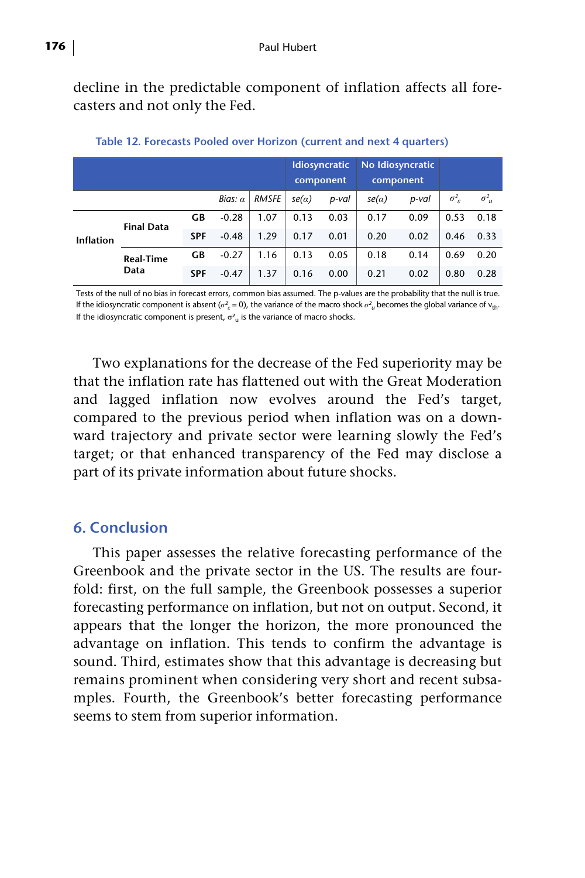decline in the predictable component of inflation affects all forecasters and not only the Fed.

Table 12. Forecasts Pooled over Horizon (current and next 4 quarters)

| | | | | | Idiosyncratic component | | No Idiosyncratic component | | | |
|---|---|---|---|---|---|---|---|---|---|---|
| | | | Bias: $\alpha$ | RMSFE | $se(\alpha)$ | p-val | $se(\alpha)$ | p-val | $\sigma^2_\varepsilon$ | $\sigma^2_u$ |
| Inflation | Final Data | GB | -0.28 | 1.07 | 0.13 | 0.03 | 0.17 | 0.09 | 0.53 | 0.18 |
| | | SPF | -0.48 | 1.29 | 0.17 | 0.01 | 0.20 | 0.02 | 0.46 | 0.33 |
| | Real-Time Data | GB | -0.27 | 1.16 | 0.13 | 0.05 | 0.18 | 0.14 | 0.69 | 0.20 |
| | | SPF | -0.47 | 1.37 | 0.16 | 0.00 | 0.21 | 0.02 | 0.80 | 0.28 |

Tests of the null of no bias in forecast errors, common bias assumed. The p-values are the probability that the null is true. If the idiosyncratic component is absent ($\sigma^2_\varepsilon = 0$), the variance of the macro shock $\sigma^2_u$ becomes the global variance of $v_{th}$. If the idiosyncratic component is present, $\sigma^2_u$ is the variance of macro shocks.

Two explanations for the decrease of the Fed superiority may be that the inflation rate has flattened out with the Great Moderation and lagged inflation now evolves around the Fed's target, compared to the previous period when inflation was on a downward trajectory and private sector were learning slowly the Fed's target; or that enhanced transparency of the Fed may disclose a part of its private information about future shocks.

## 6. Conclusion

This paper assesses the relative forecasting performance of the Greenbook and the private sector in the US. The results are fourfold: first, on the full sample, the Greenbook possesses a superior forecasting performance on inflation, but not on output. Second, it appears that the longer the horizon, the more pronounced the advantage on inflation. This tends to confirm the advantage is sound. Third, estimates show that this advantage is decreasing but remains prominent when considering very short and recent subsamples. Fourth, the Greenbook's better forecasting performance seems to stem from superior information.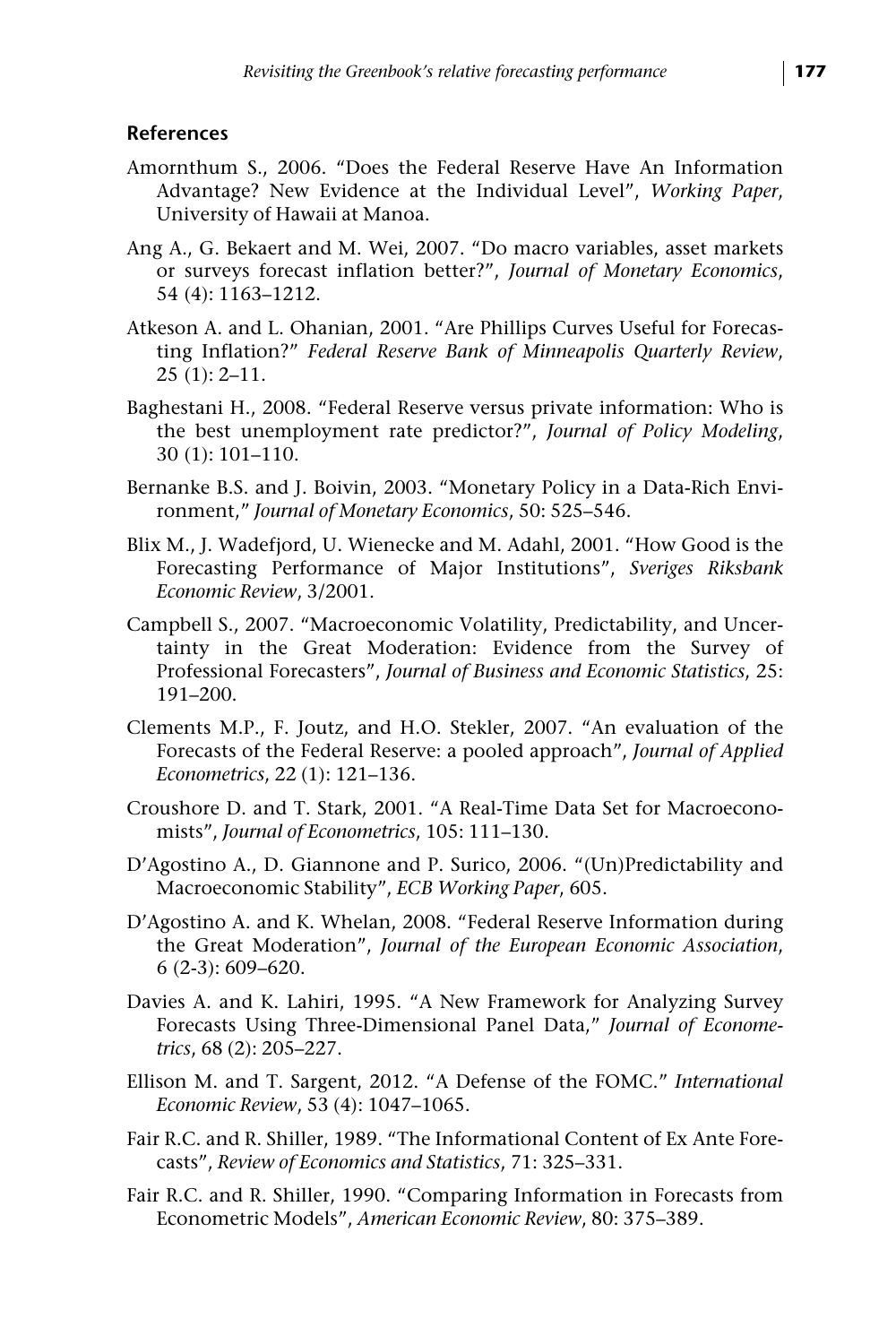### References

Amornthum S., 2006. "Does the Federal Reserve Have An Information Advantage? New Evidence at the Individual Level", *Working Paper*, University of Hawaii at Manoa.

Ang A., G. Bekaert and M. Wei, 2007. "Do macro variables, asset markets or surveys forecast inflation better?", *Journal of Monetary Economics*, 54 (4): 1163–1212.

Atkeson A. and L. Ohanian, 2001. "Are Phillips Curves Useful for Forecasting Inflation?" *Federal Reserve Bank of Minneapolis Quarterly Review*, 25 (1): 2–11.

Baghestani H., 2008. "Federal Reserve versus private information: Who is the best unemployment rate predictor?", *Journal of Policy Modeling*, 30 (1): 101–110.

Bernanke B.S. and J. Boivin, 2003. "Monetary Policy in a Data-Rich Environment," *Journal of Monetary Economics*, 50: 525–546.

Blix M., J. Wadefjord, U. Wienecke and M. Adahl, 2001. "How Good is the Forecasting Performance of Major Institutions", *Sveriges Riksbank Economic Review*, 3/2001.

Campbell S., 2007. "Macroeconomic Volatility, Predictability, and Uncertainty in the Great Moderation: Evidence from the Survey of Professional Forecasters", *Journal of Business and Economic Statistics*, 25: 191–200.

Clements M.P., F. Joutz, and H.O. Stekler, 2007. "An evaluation of the Forecasts of the Federal Reserve: a pooled approach", *Journal of Applied Econometrics*, 22 (1): 121–136.

Croushore D. and T. Stark, 2001. "A Real-Time Data Set for Macroeconomists", *Journal of Econometrics*, 105: 111–130.

D'Agostino A., D. Giannone and P. Surico, 2006. "(Un)Predictability and Macroeconomic Stability", *ECB Working Paper*, 605.

D'Agostino A. and K. Whelan, 2008. "Federal Reserve Information during the Great Moderation", *Journal of the European Economic Association*, 6 (2-3): 609–620.

Davies A. and K. Lahiri, 1995. "A New Framework for Analyzing Survey Forecasts Using Three-Dimensional Panel Data," *Journal of Econometrics*, 68 (2): 205–227.

Ellison M. and T. Sargent, 2012. "A Defense of the FOMC." *International Economic Review*, 53 (4): 1047–1065.

Fair R.C. and R. Shiller, 1989. "The Informational Content of Ex Ante Forecasts", *Review of Economics and Statistics*, 71: 325–331.

Fair R.C. and R. Shiller, 1990. "Comparing Information in Forecasts from Econometric Models", *American Economic Review*, 80: 375–389.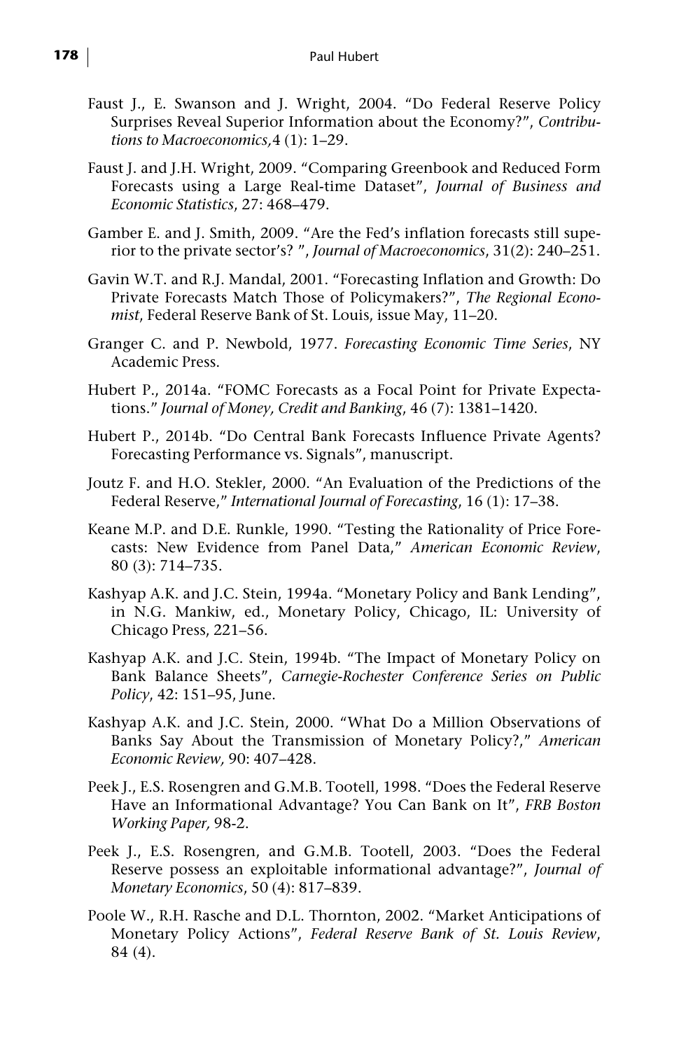Faust J., E. Swanson and J. Wright, 2004. "Do Federal Reserve Policy Surprises Reveal Superior Information about the Economy?", *Contributions to Macroeconomics,*4 (1): 1–29.

Faust J. and J.H. Wright, 2009. "Comparing Greenbook and Reduced Form Forecasts using a Large Real-time Dataset", *Journal of Business and Economic Statistics*, 27: 468–479.

Gamber E. and J. Smith, 2009. "Are the Fed's inflation forecasts still superior to the private sector's? ", *Journal of Macroeconomics*, 31(2): 240–251.

Gavin W.T. and R.J. Mandal, 2001. "Forecasting Inflation and Growth: Do Private Forecasts Match Those of Policymakers?", *The Regional Economist*, Federal Reserve Bank of St. Louis, issue May, 11–20.

Granger C. and P. Newbold, 1977. *Forecasting Economic Time Series*, NY Academic Press.

Hubert P., 2014a. "FOMC Forecasts as a Focal Point for Private Expectations." *Journal of Money, Credit and Banking*, 46 (7): 1381–1420.

Hubert P., 2014b. "Do Central Bank Forecasts Influence Private Agents? Forecasting Performance vs. Signals", manuscript.

Joutz F. and H.O. Stekler, 2000. "An Evaluation of the Predictions of the Federal Reserve," *International Journal of Forecasting*, 16 (1): 17–38.

Keane M.P. and D.E. Runkle, 1990. "Testing the Rationality of Price Forecasts: New Evidence from Panel Data," *American Economic Review*, 80 (3): 714–735.

Kashyap A.K. and J.C. Stein, 1994a. "Monetary Policy and Bank Lending", in N.G. Mankiw, ed., Monetary Policy, Chicago, IL: University of Chicago Press, 221–56.

Kashyap A.K. and J.C. Stein, 1994b. "The Impact of Monetary Policy on Bank Balance Sheets", *Carnegie-Rochester Conference Series on Public Policy*, 42: 151–95, June.

Kashyap A.K. and J.C. Stein, 2000. "What Do a Million Observations of Banks Say About the Transmission of Monetary Policy?," *American Economic Review,* 90: 407–428.

Peek J., E.S. Rosengren and G.M.B. Tootell, 1998. "Does the Federal Reserve Have an Informational Advantage? You Can Bank on It", *FRB Boston Working Paper,* 98-2.

Peek J., E.S. Rosengren, and G.M.B. Tootell, 2003. "Does the Federal Reserve possess an exploitable informational advantage?", *Journal of Monetary Economics*, 50 (4): 817–839.

Poole W., R.H. Rasche and D.L. Thornton, 2002. "Market Anticipations of Monetary Policy Actions", *Federal Reserve Bank of St. Louis Review*, 84 (4).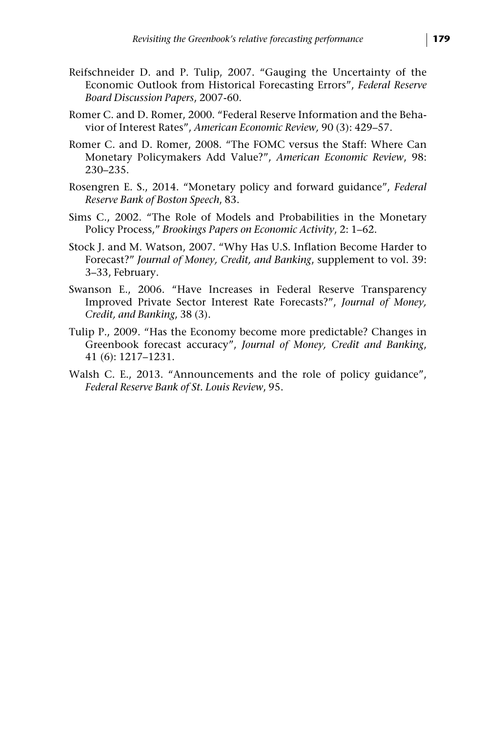Reifschneider D. and P. Tulip, 2007. "Gauging the Uncertainty of the Economic Outlook from Historical Forecasting Errors", *Federal Reserve Board Discussion Papers*, 2007-60.

Romer C. and D. Romer, 2000. "Federal Reserve Information and the Behavior of Interest Rates", *American Economic Review,* 90 (3): 429–57.

Romer C. and D. Romer, 2008. "The FOMC versus the Staff: Where Can Monetary Policymakers Add Value?", *American Economic Review*, 98: 230–235.

Rosengren E. S., 2014. "Monetary policy and forward guidance", *Federal Reserve Bank of Boston Speech*, 83.

Sims C., 2002. "The Role of Models and Probabilities in the Monetary Policy Process," *Brookings Papers on Economic Activity*, 2: 1–62.

Stock J. and M. Watson, 2007. "Why Has U.S. Inflation Become Harder to Forecast?" *Journal of Money, Credit, and Banking*, supplement to vol. 39: 3–33, February.

Swanson E., 2006. "Have Increases in Federal Reserve Transparency Improved Private Sector Interest Rate Forecasts?", *Journal of Money, Credit, and Banking*, 38 (3).

Tulip P., 2009. "Has the Economy become more predictable? Changes in Greenbook forecast accuracy", *Journal of Money, Credit and Banking*, 41 (6): 1217–1231.

Walsh C. E., 2013. "Announcements and the role of policy guidance", *Federal Reserve Bank of St. Louis Review*, 95.